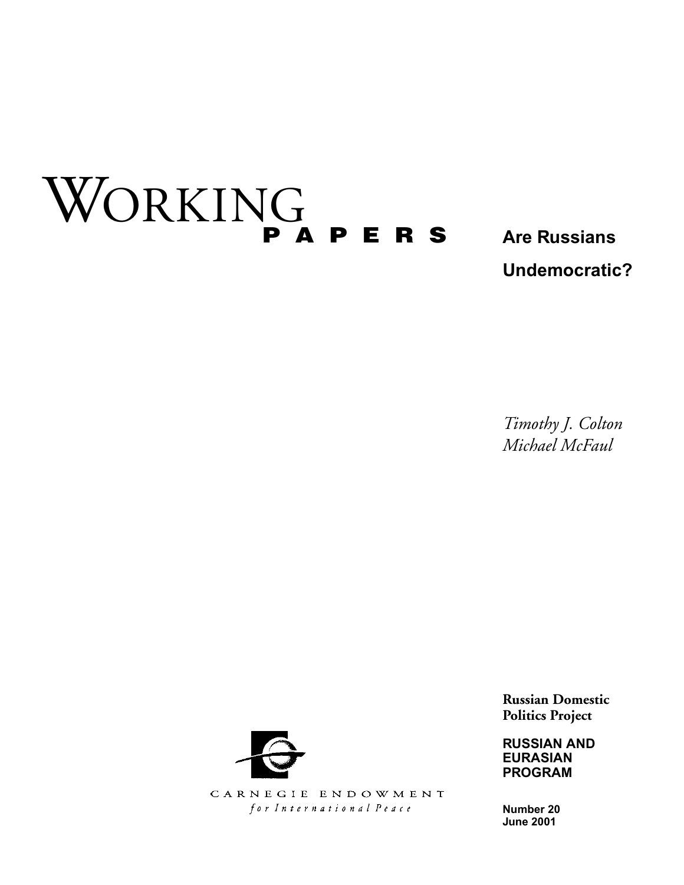# WORKING PAPERS

## Are Russians Undemocratic?

*Timothy J. Colton*
*Michael McFaul*

**Russian Domestic Politics Project**

**RUSSIAN AND EURASIAN PROGRAM**

**Number 20**
**June 2001**

CARNEGIE ENDOWMENT
*for International Peace*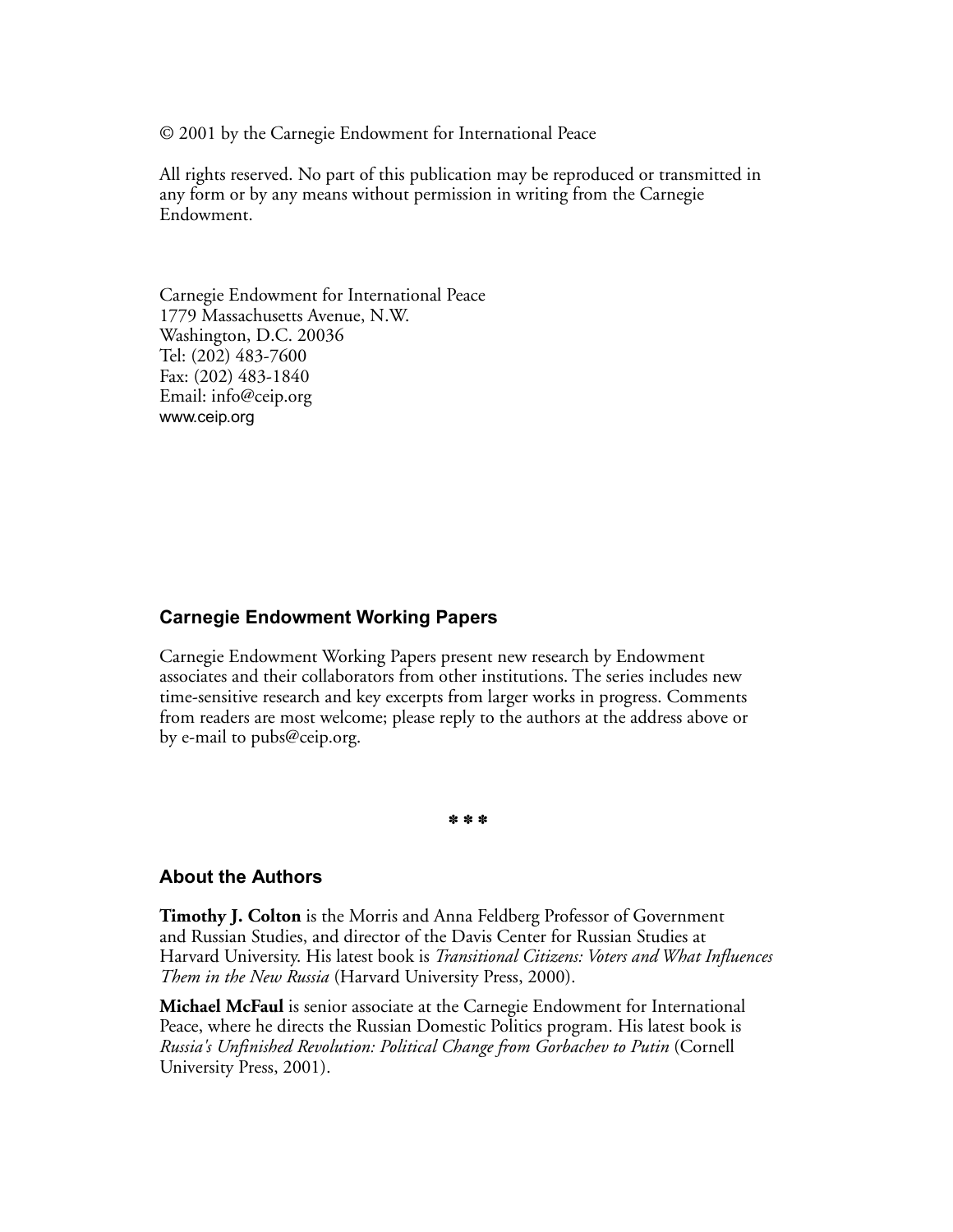© 2001 by the Carnegie Endowment for International Peace

All rights reserved. No part of this publication may be reproduced or transmitted in any form or by any means without permission in writing from the Carnegie Endowment.

Carnegie Endowment for International Peace
1779 Massachusetts Avenue, N.W.
Washington, D.C. 20036
Tel: (202) 483-7600
Fax: (202) 483-1840
Email: info@ceip.org
www.ceip.org

## Carnegie Endowment Working Papers

Carnegie Endowment Working Papers present new research by Endowment associates and their collaborators from other institutions. The series includes new time-sensitive research and key excerpts from larger works in progress. Comments from readers are most welcome; please reply to the authors at the address above or by e-mail to pubs@ceip.org.

\* \* \*

## About the Authors

**Timothy J. Colton** is the Morris and Anna Feldberg Professor of Government and Russian Studies, and director of the Davis Center for Russian Studies at Harvard University. His latest book is *Transitional Citizens: Voters and What Influences Them in the New Russia* (Harvard University Press, 2000).

**Michael McFaul** is senior associate at the Carnegie Endowment for International Peace, where he directs the Russian Domestic Politics program. His latest book is *Russia's Unfinished Revolution: Political Change from Gorbachev to Putin* (Cornell University Press, 2001).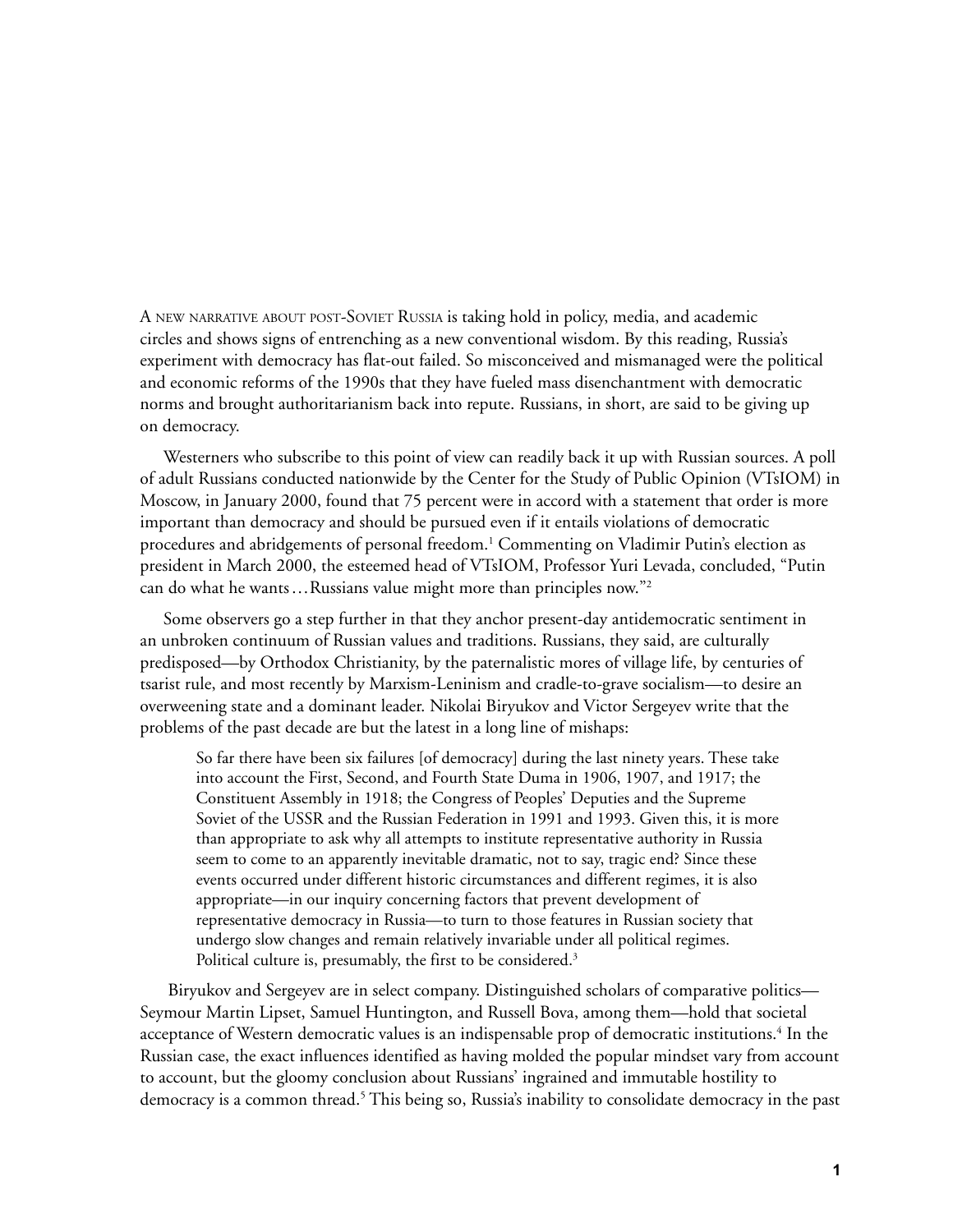A NEW NARRATIVE ABOUT POST-SOVIET RUSSIA is taking hold in policy, media, and academic circles and shows signs of entrenching as a new conventional wisdom. By this reading, Russia's experiment with democracy has flat-out failed. So misconceived and mismanaged were the political and economic reforms of the 1990s that they have fueled mass disenchantment with democratic norms and brought authoritarianism back into repute. Russians, in short, are said to be giving up on democracy.

Westerners who subscribe to this point of view can readily back it up with Russian sources. A poll of adult Russians conducted nationwide by the Center for the Study of Public Opinion (VTsIOM) in Moscow, in January 2000, found that 75 percent were in accord with a statement that order is more important than democracy and should be pursued even if it entails violations of democratic procedures and abridgements of personal freedom.[1] Commenting on Vladimir Putin's election as president in March 2000, the esteemed head of VTsIOM, Professor Yuri Levada, concluded, "Putin can do what he wants…Russians value might more than principles now."[2]

Some observers go a step further in that they anchor present-day antidemocratic sentiment in an unbroken continuum of Russian values and traditions. Russians, they said, are culturally predisposed—by Orthodox Christianity, by the paternalistic mores of village life, by centuries of tsarist rule, and most recently by Marxism-Leninism and cradle-to-grave socialism—to desire an overweening state and a dominant leader. Nikolai Biryukov and Victor Sergeyev write that the problems of the past decade are but the latest in a long line of mishaps:

> So far there have been six failures [of democracy] during the last ninety years. These take into account the First, Second, and Fourth State Duma in 1906, 1907, and 1917; the Constituent Assembly in 1918; the Congress of Peoples' Deputies and the Supreme Soviet of the USSR and the Russian Federation in 1991 and 1993. Given this, it is more than appropriate to ask why all attempts to institute representative authority in Russia seem to come to an apparently inevitable dramatic, not to say, tragic end? Since these events occurred under different historic circumstances and different regimes, it is also appropriate—in our inquiry concerning factors that prevent development of representative democracy in Russia—to turn to those features in Russian society that undergo slow changes and remain relatively invariable under all political regimes. Political culture is, presumably, the first to be considered.[3]

Biryukov and Sergeyev are in select company. Distinguished scholars of comparative politics—Seymour Martin Lipset, Samuel Huntington, and Russell Bova, among them—hold that societal acceptance of Western democratic values is an indispensable prop of democratic institutions.[4] In the Russian case, the exact influences identified as having molded the popular mindset vary from account to account, but the gloomy conclusion about Russians' ingrained and immutable hostility to democracy is a common thread.[5] This being so, Russia's inability to consolidate democracy in the past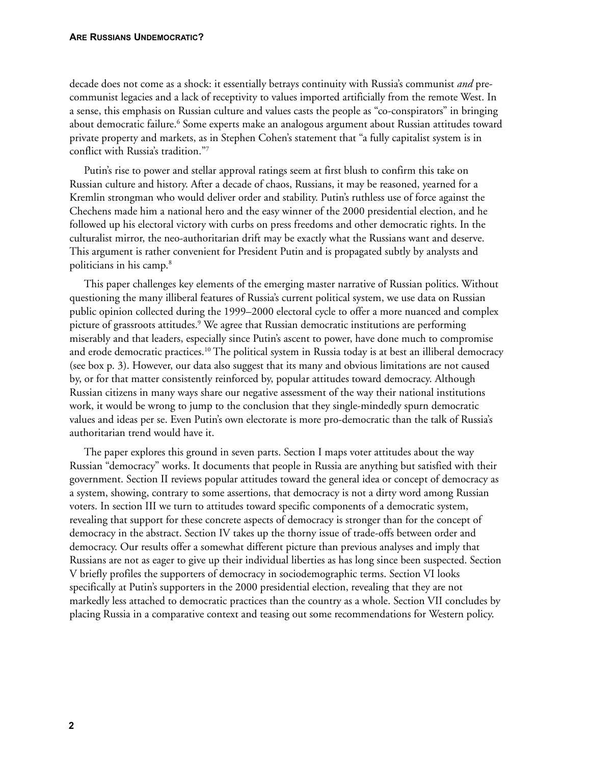decade does not come as a shock: it essentially betrays continuity with Russia's communist *and* pre-communist legacies and a lack of receptivity to values imported artificially from the remote West. In a sense, this emphasis on Russian culture and values casts the people as "co-conspirators" in bringing about democratic failure.[6] Some experts make an analogous argument about Russian attitudes toward private property and markets, as in Stephen Cohen's statement that "a fully capitalist system is in conflict with Russia's tradition."[7]

Putin's rise to power and stellar approval ratings seem at first blush to confirm this take on Russian culture and history. After a decade of chaos, Russians, it may be reasoned, yearned for a Kremlin strongman who would deliver order and stability. Putin's ruthless use of force against the Chechens made him a national hero and the easy winner of the 2000 presidential election, and he followed up his electoral victory with curbs on press freedoms and other democratic rights. In the culturalist mirror, the neo-authoritarian drift may be exactly what the Russians want and deserve. This argument is rather convenient for President Putin and is propagated subtly by analysts and politicians in his camp.[8]

This paper challenges key elements of the emerging master narrative of Russian politics. Without questioning the many illiberal features of Russia's current political system, we use data on Russian public opinion collected during the 1999–2000 electoral cycle to offer a more nuanced and complex picture of grassroots attitudes.[9] We agree that Russian democratic institutions are performing miserably and that leaders, especially since Putin's ascent to power, have done much to compromise and erode democratic practices.[10] The political system in Russia today is at best an illiberal democracy (see box p. 3). However, our data also suggest that its many and obvious limitations are not caused by, or for that matter consistently reinforced by, popular attitudes toward democracy. Although Russian citizens in many ways share our negative assessment of the way their national institutions work, it would be wrong to jump to the conclusion that they single-mindedly spurn democratic values and ideas per se. Even Putin's own electorate is more pro-democratic than the talk of Russia's authoritarian trend would have it.

The paper explores this ground in seven parts. Section I maps voter attitudes about the way Russian "democracy" works. It documents that people in Russia are anything but satisfied with their government. Section II reviews popular attitudes toward the general idea or concept of democracy as a system, showing, contrary to some assertions, that democracy is not a dirty word among Russian voters. In section III we turn to attitudes toward specific components of a democratic system, revealing that support for these concrete aspects of democracy is stronger than for the concept of democracy in the abstract. Section IV takes up the thorny issue of trade-offs between order and democracy. Our results offer a somewhat different picture than previous analyses and imply that Russians are not as eager to give up their individual liberties as has long since been suspected. Section V briefly profiles the supporters of democracy in sociodemographic terms. Section VI looks specifically at Putin's supporters in the 2000 presidential election, revealing that they are not markedly less attached to democratic practices than the country as a whole. Section VII concludes by placing Russia in a comparative context and teasing out some recommendations for Western policy.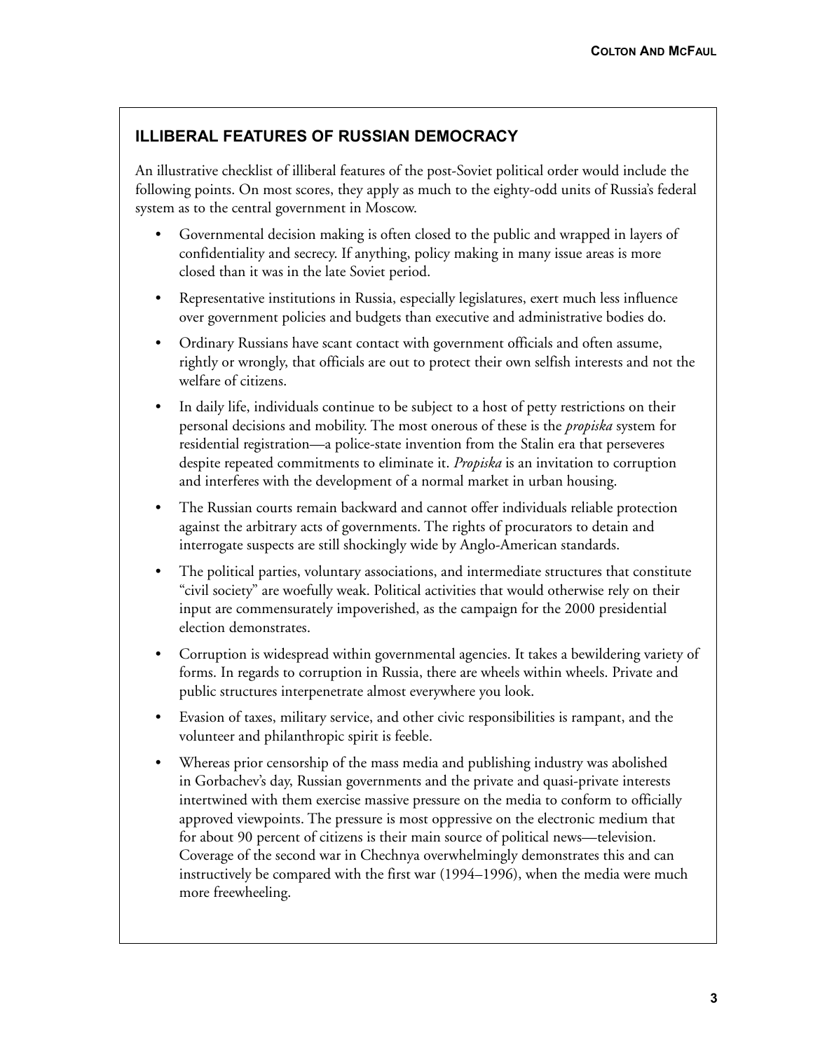## ILLIBERAL FEATURES OF RUSSIAN DEMOCRACY

An illustrative checklist of illiberal features of the post-Soviet political order would include the following points. On most scores, they apply as much to the eighty-odd units of Russia's federal system as to the central government in Moscow.

- Governmental decision making is often closed to the public and wrapped in layers of confidentiality and secrecy. If anything, policy making in many issue areas is more closed than it was in the late Soviet period.
- Representative institutions in Russia, especially legislatures, exert much less influence over government policies and budgets than executive and administrative bodies do.
- Ordinary Russians have scant contact with government officials and often assume, rightly or wrongly, that officials are out to protect their own selfish interests and not the welfare of citizens.
- In daily life, individuals continue to be subject to a host of petty restrictions on their personal decisions and mobility. The most onerous of these is the *propiska* system for residential registration—a police-state invention from the Stalin era that perseveres despite repeated commitments to eliminate it. *Propiska* is an invitation to corruption and interferes with the development of a normal market in urban housing.
- The Russian courts remain backward and cannot offer individuals reliable protection against the arbitrary acts of governments. The rights of procurators to detain and interrogate suspects are still shockingly wide by Anglo-American standards.
- The political parties, voluntary associations, and intermediate structures that constitute "civil society" are woefully weak. Political activities that would otherwise rely on their input are commensurately impoverished, as the campaign for the 2000 presidential election demonstrates.
- Corruption is widespread within governmental agencies. It takes a bewildering variety of forms. In regards to corruption in Russia, there are wheels within wheels. Private and public structures interpenetrate almost everywhere you look.
- Evasion of taxes, military service, and other civic responsibilities is rampant, and the volunteer and philanthropic spirit is feeble.
- Whereas prior censorship of the mass media and publishing industry was abolished in Gorbachev's day, Russian governments and the private and quasi-private interests intertwined with them exercise massive pressure on the media to conform to officially approved viewpoints. The pressure is most oppressive on the electronic medium that for about 90 percent of citizens is their main source of political news—television. Coverage of the second war in Chechnya overwhelmingly demonstrates this and can instructively be compared with the first war (1994–1996), when the media were much more freewheeling.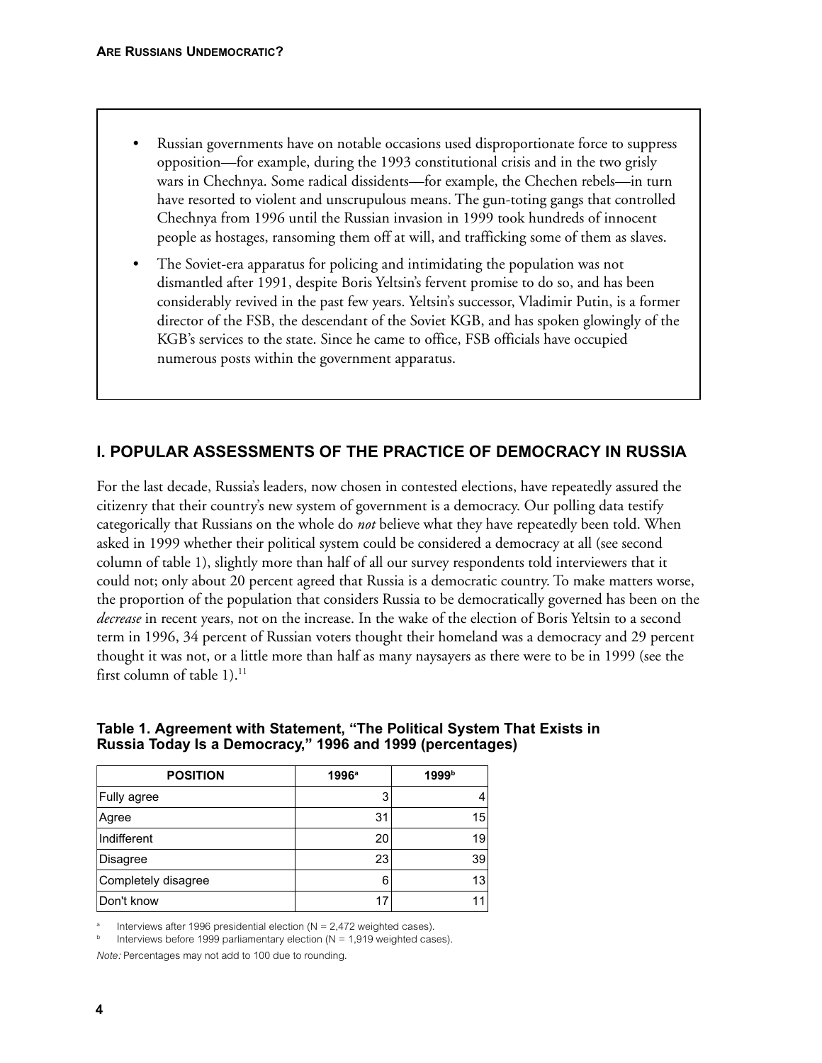- Russian governments have on notable occasions used disproportionate force to suppress opposition—for example, during the 1993 constitutional crisis and in the two grisly wars in Chechnya. Some radical dissidents—for example, the Chechen rebels—in turn have resorted to violent and unscrupulous means. The gun-toting gangs that controlled Chechnya from 1996 until the Russian invasion in 1999 took hundreds of innocent people as hostages, ransoming them off at will, and trafficking some of them as slaves.
- The Soviet-era apparatus for policing and intimidating the population was not dismantled after 1991, despite Boris Yeltsin's fervent promise to do so, and has been considerably revived in the past few years. Yeltsin's successor, Vladimir Putin, is a former director of the FSB, the descendant of the Soviet KGB, and has spoken glowingly of the KGB's services to the state. Since he came to office, FSB officials have occupied numerous posts within the government apparatus.

## I. POPULAR ASSESSMENTS OF THE PRACTICE OF DEMOCRACY IN RUSSIA

For the last decade, Russia's leaders, now chosen in contested elections, have repeatedly assured the citizenry that their country's new system of government is a democracy. Our polling data testify categorically that Russians on the whole do *not* believe what they have repeatedly been told. When asked in 1999 whether their political system could be considered a democracy at all (see second column of table 1), slightly more than half of all our survey respondents told interviewers that it could not; only about 20 percent agreed that Russia is a democratic country. To make matters worse, the proportion of the population that considers Russia to be democratically governed has been on the *decrease* in recent years, not on the increase. In the wake of the election of Boris Yeltsin to a second term in 1996, 34 percent of Russian voters thought their homeland was a democracy and 29 percent thought it was not, or a little more than half as many naysayers as there were to be in 1999 (see the first column of table 1).[11]

**Table 1. Agreement with Statement, "The Political System That Exists in Russia Today Is a Democracy," 1996 and 1999 (percentages)**

| POSITION | 1996[a] | 1999[b] |
|---|---|---|
| Fully agree | 3 | 4 |
| Agree | 31 | 15 |
| Indifferent | 20 | 19 |
| Disagree | 23 | 39 |
| Completely disagree | 6 | 13 |
| Don't know | 17 | 11 |

[a] Interviews after 1996 presidential election (N = 2,472 weighted cases).

[b] Interviews before 1999 parliamentary election (N = 1,919 weighted cases).

*Note:* Percentages may not add to 100 due to rounding.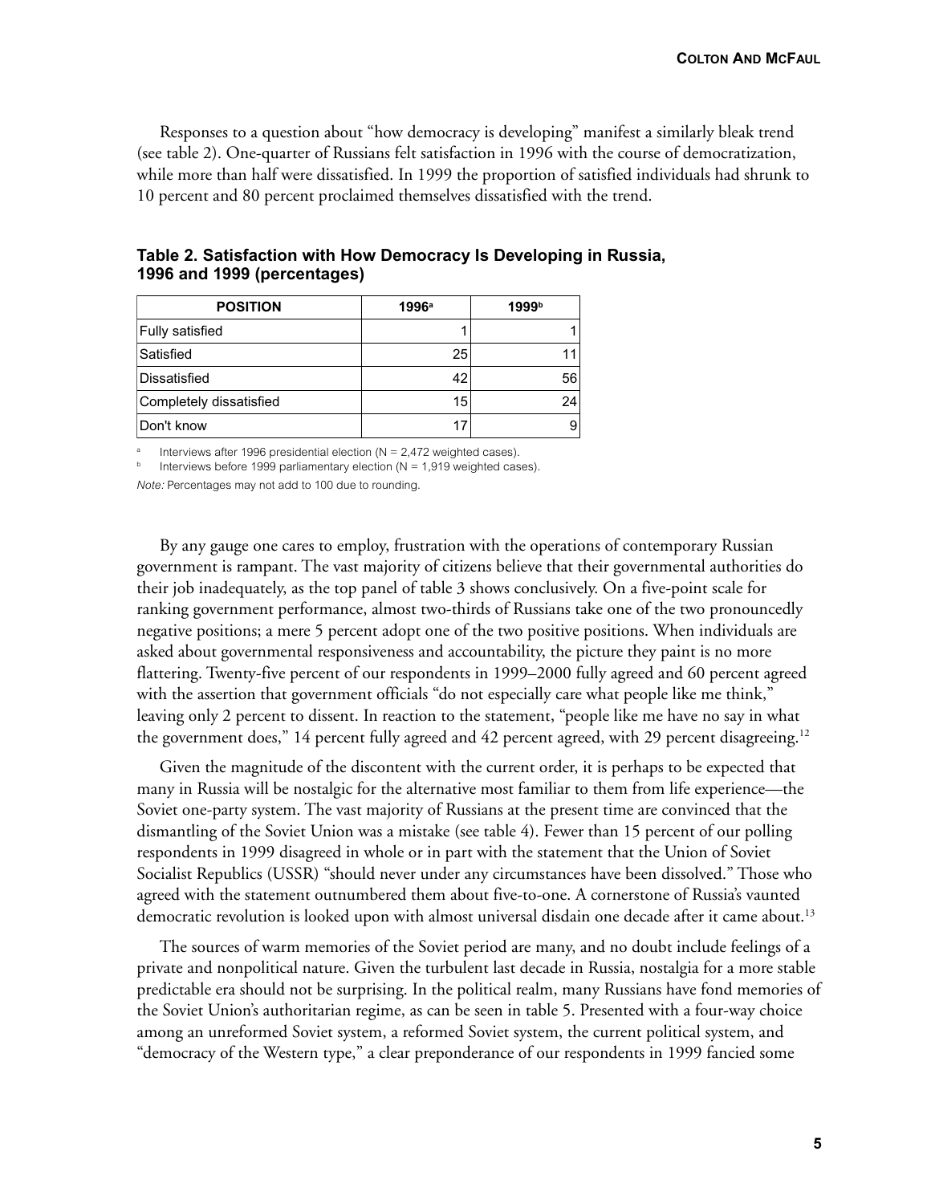Responses to a question about "how democracy is developing" manifest a similarly bleak trend (see table 2). One-quarter of Russians felt satisfaction in 1996 with the course of democratization, while more than half were dissatisfied. In 1999 the proportion of satisfied individuals had shrunk to 10 percent and 80 percent proclaimed themselves dissatisfied with the trend.

**Table 2. Satisfaction with How Democracy Is Developing in Russia, 1996 and 1999 (percentages)**

| POSITION | 1996[a] | 1999[b] |
|---|---|---|
| Fully satisfied | 1 | 1 |
| Satisfied | 25 | 11 |
| Dissatisfied | 42 | 56 |
| Completely dissatisfied | 15 | 24 |
| Don't know | 17 | 9 |

[a] Interviews after 1996 presidential election (N = 2,472 weighted cases).
[b] Interviews before 1999 parliamentary election (N = 1,919 weighted cases).

*Note:* Percentages may not add to 100 due to rounding.

By any gauge one cares to employ, frustration with the operations of contemporary Russian government is rampant. The vast majority of citizens believe that their governmental authorities do their job inadequately, as the top panel of table 3 shows conclusively. On a five-point scale for ranking government performance, almost two-thirds of Russians take one of the two pronouncedly negative positions; a mere 5 percent adopt one of the two positive positions. When individuals are asked about governmental responsiveness and accountability, the picture they paint is no more flattering. Twenty-five percent of our respondents in 1999–2000 fully agreed and 60 percent agreed with the assertion that government officials "do not especially care what people like me think," leaving only 2 percent to dissent. In reaction to the statement, "people like me have no say in what the government does," 14 percent fully agreed and 42 percent agreed, with 29 percent disagreeing.[12]

Given the magnitude of the discontent with the current order, it is perhaps to be expected that many in Russia will be nostalgic for the alternative most familiar to them from life experience—the Soviet one-party system. The vast majority of Russians at the present time are convinced that the dismantling of the Soviet Union was a mistake (see table 4). Fewer than 15 percent of our polling respondents in 1999 disagreed in whole or in part with the statement that the Union of Soviet Socialist Republics (USSR) "should never under any circumstances have been dissolved." Those who agreed with the statement outnumbered them about five-to-one. A cornerstone of Russia's vaunted democratic revolution is looked upon with almost universal disdain one decade after it came about.[13]

The sources of warm memories of the Soviet period are many, and no doubt include feelings of a private and nonpolitical nature. Given the turbulent last decade in Russia, nostalgia for a more stable predictable era should not be surprising. In the political realm, many Russians have fond memories of the Soviet Union's authoritarian regime, as can be seen in table 5. Presented with a four-way choice among an unreformed Soviet system, a reformed Soviet system, the current political system, and "democracy of the Western type," a clear preponderance of our respondents in 1999 fancied some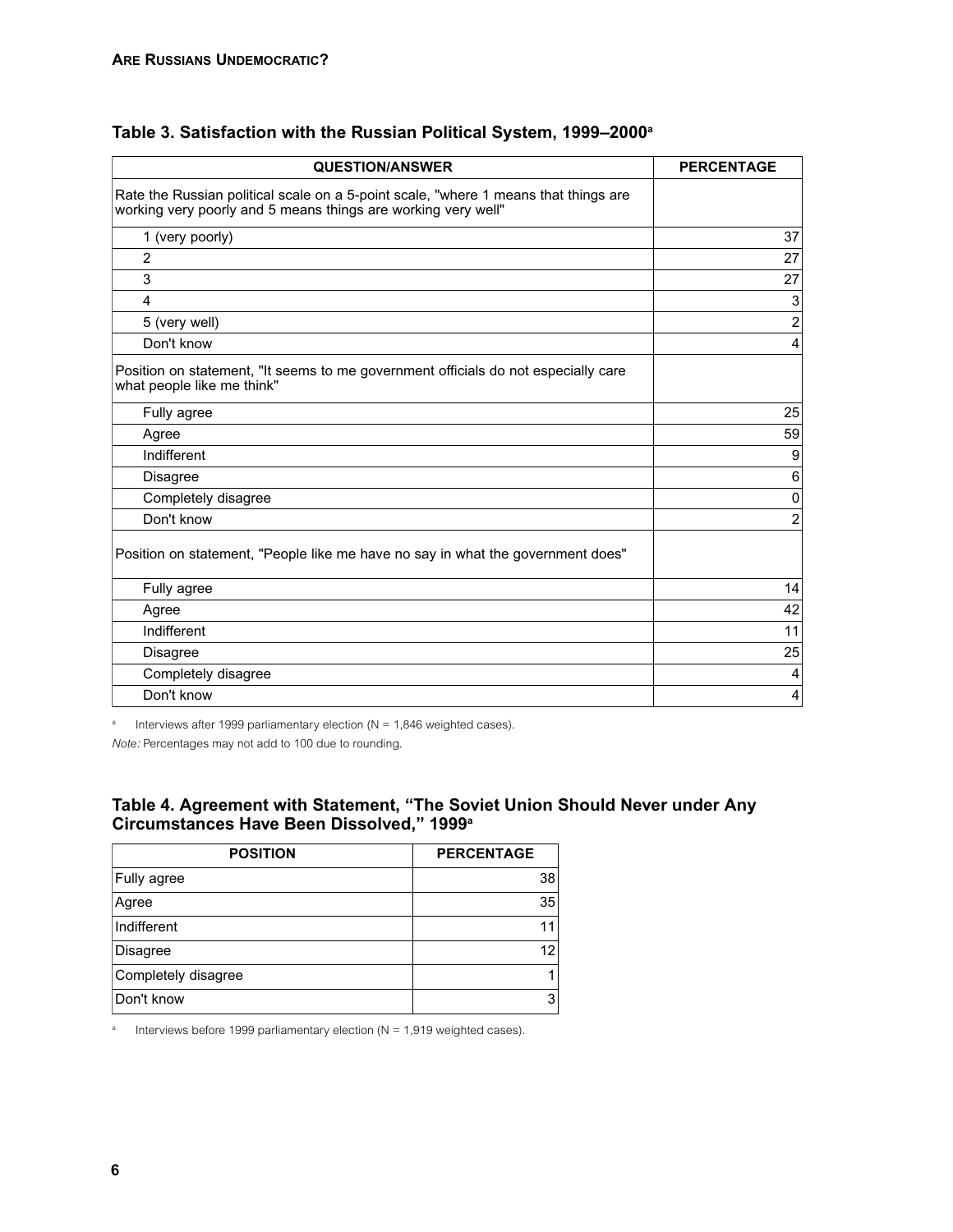## Table 3. Satisfaction with the Russian Political System, 1999–2000[a]

| QUESTION/ANSWER | PERCENTAGE |
|---|---|
| Rate the Russian political scale on a 5-point scale, "where 1 means that things are working very poorly and 5 means things are working very well" | |
| 1 (very poorly) | 37 |
| 2 | 27 |
| 3 | 27 |
| 4 | 3 |
| 5 (very well) | 2 |
| Don't know | 4 |
| Position on statement, "It seems to me government officials do not especially care what people like me think" | |
| Fully agree | 25 |
| Agree | 59 |
| Indifferent | 9 |
| Disagree | 6 |
| Completely disagree | 0 |
| Don't know | 2 |
| Position on statement, "People like me have no say in what the government does" | |
| Fully agree | 14 |
| Agree | 42 |
| Indifferent | 11 |
| Disagree | 25 |
| Completely disagree | 4 |
| Don't know | 4 |

[a] Interviews after 1999 parliamentary election (N = 1,846 weighted cases).

*Note:* Percentages may not add to 100 due to rounding.

## Table 4. Agreement with Statement, "The Soviet Union Should Never under Any Circumstances Have Been Dissolved," 1999[a]

| POSITION | PERCENTAGE |
|---|---|
| Fully agree | 38 |
| Agree | 35 |
| Indifferent | 11 |
| Disagree | 12 |
| Completely disagree | 1 |
| Don't know | 3 |

[a] Interviews before 1999 parliamentary election (N = 1,919 weighted cases).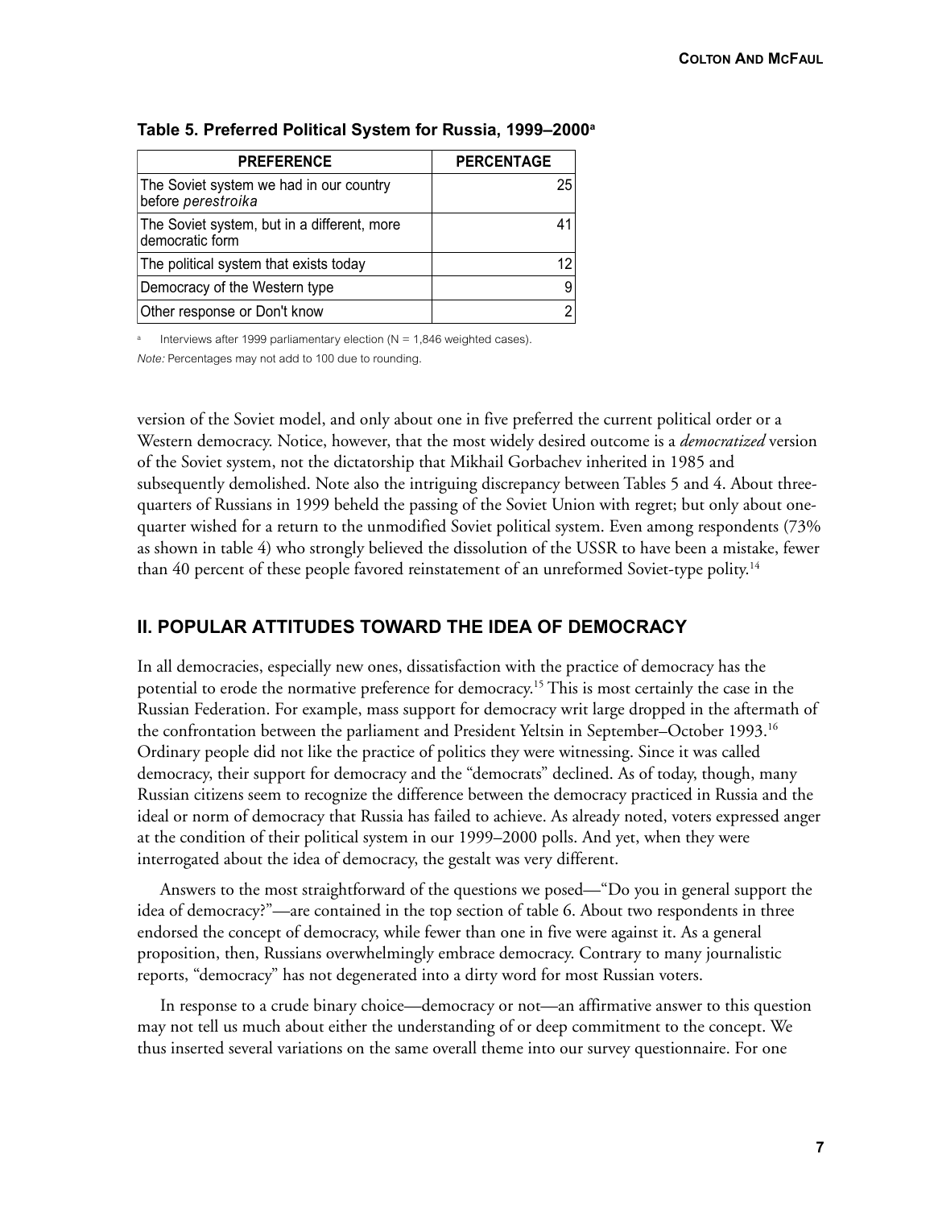**Table 5. Preferred Political System for Russia, 1999–2000[a]**

| PREFERENCE | PERCENTAGE |
|---|---|
| The Soviet system we had in our country before *perestroika* | 25 |
| The Soviet system, but in a different, more democratic form | 41 |
| The political system that exists today | 12 |
| Democracy of the Western type | 9 |
| Other response or Don't know | 2 |

[a] Interviews after 1999 parliamentary election (N = 1,846 weighted cases).

*Note:* Percentages may not add to 100 due to rounding.

version of the Soviet model, and only about one in five preferred the current political order or a Western democracy. Notice, however, that the most widely desired outcome is a *democratized* version of the Soviet system, not the dictatorship that Mikhail Gorbachev inherited in 1985 and subsequently demolished. Note also the intriguing discrepancy between Tables 5 and 4. About three-quarters of Russians in 1999 beheld the passing of the Soviet Union with regret; but only about one-quarter wished for a return to the unmodified Soviet political system. Even among respondents (73% as shown in table 4) who strongly believed the dissolution of the USSR to have been a mistake, fewer than 40 percent of these people favored reinstatement of an unreformed Soviet-type polity.[14]

## II. POPULAR ATTITUDES TOWARD THE IDEA OF DEMOCRACY

In all democracies, especially new ones, dissatisfaction with the practice of democracy has the potential to erode the normative preference for democracy.[15] This is most certainly the case in the Russian Federation. For example, mass support for democracy writ large dropped in the aftermath of the confrontation between the parliament and President Yeltsin in September–October 1993.[16] Ordinary people did not like the practice of politics they were witnessing. Since it was called democracy, their support for democracy and the "democrats" declined. As of today, though, many Russian citizens seem to recognize the difference between the democracy practiced in Russia and the ideal or norm of democracy that Russia has failed to achieve. As already noted, voters expressed anger at the condition of their political system in our 1999–2000 polls. And yet, when they were interrogated about the idea of democracy, the gestalt was very different.

Answers to the most straightforward of the questions we posed—"Do you in general support the idea of democracy?"—are contained in the top section of table 6. About two respondents in three endorsed the concept of democracy, while fewer than one in five were against it. As a general proposition, then, Russians overwhelmingly embrace democracy. Contrary to many journalistic reports, "democracy" has not degenerated into a dirty word for most Russian voters.

In response to a crude binary choice—democracy or not—an affirmative answer to this question may not tell us much about either the understanding of or deep commitment to the concept. We thus inserted several variations on the same overall theme into our survey questionnaire. For one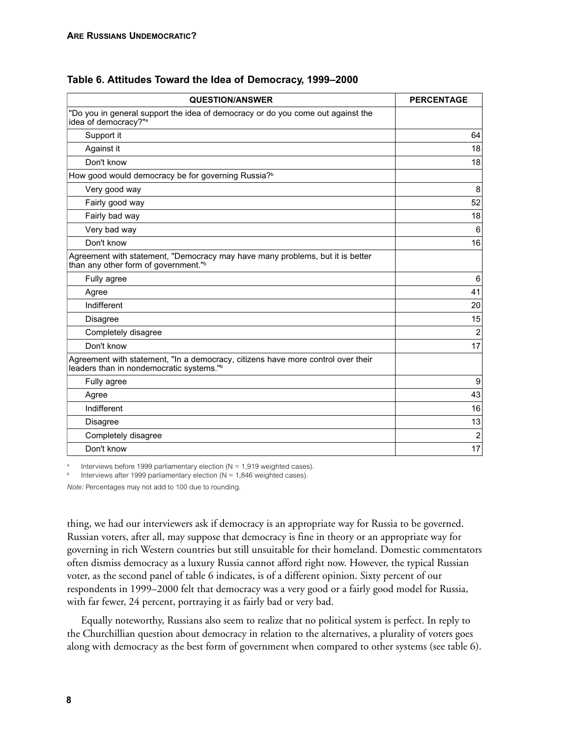**Table 6. Attitudes Toward the Idea of Democracy, 1999–2000**

| QUESTION/ANSWER | PERCENTAGE |
|---|---|
| "Do you in general support the idea of democracy or do you come out against the idea of democracy?"[a] | |
| Support it | 64 |
| Against it | 18 |
| Don't know | 18 |
| How good would democracy be for governing Russia?[b] | |
| Very good way | 8 |
| Fairly good way | 52 |
| Fairly bad way | 18 |
| Very bad way | 6 |
| Don't know | 16 |
| Agreement with statement, "Democracy may have many problems, but it is better than any other form of government."[b] | |
| Fully agree | 6 |
| Agree | 41 |
| Indifferent | 20 |
| Disagree | 15 |
| Completely disagree | 2 |
| Don't know | 17 |
| Agreement with statement, "In a democracy, citizens have more control over their leaders than in nondemocratic systems."[b] | |
| Fully agree | 9 |
| Agree | 43 |
| Indifferent | 16 |
| Disagree | 13 |
| Completely disagree | 2 |
| Don't know | 17 |

[a] Interviews before 1999 parliamentary election (N = 1,919 weighted cases).

[b] Interviews after 1999 parliamentary election (N = 1,846 weighted cases).

*Note:* Percentages may not add to 100 due to rounding.

thing, we had our interviewers ask if democracy is an appropriate way for Russia to be governed. Russian voters, after all, may suppose that democracy is fine in theory or an appropriate way for governing in rich Western countries but still unsuitable for their homeland. Domestic commentators often dismiss democracy as a luxury Russia cannot afford right now. However, the typical Russian voter, as the second panel of table 6 indicates, is of a different opinion. Sixty percent of our respondents in 1999–2000 felt that democracy was a very good or a fairly good model for Russia, with far fewer, 24 percent, portraying it as fairly bad or very bad.

Equally noteworthy, Russians also seem to realize that no political system is perfect. In reply to the Churchillian question about democracy in relation to the alternatives, a plurality of voters goes along with democracy as the best form of government when compared to other systems (see table 6).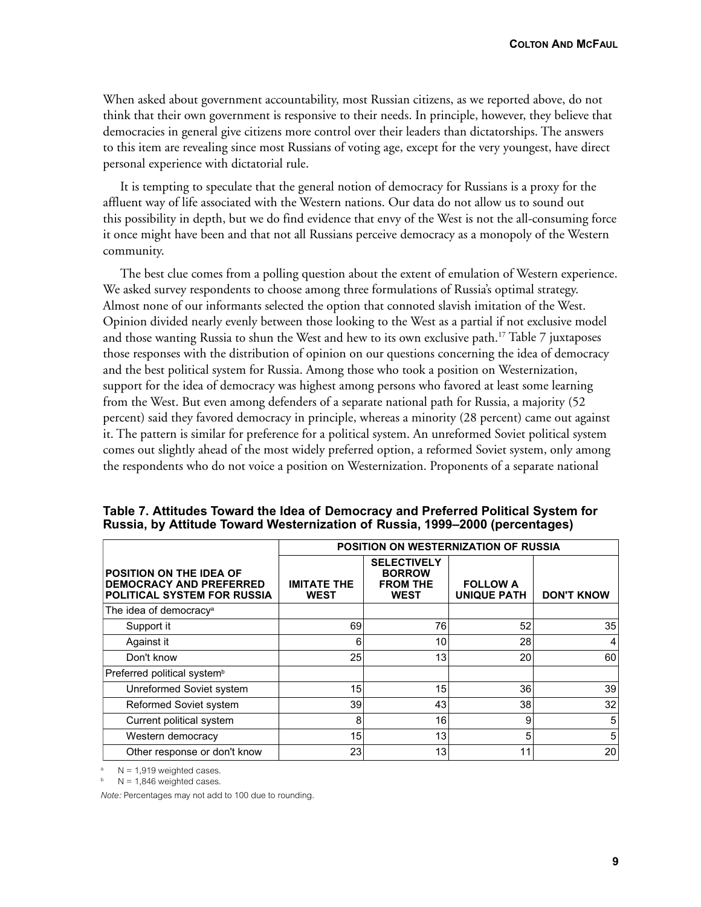When asked about government accountability, most Russian citizens, as we reported above, do not think that their own government is responsive to their needs. In principle, however, they believe that democracies in general give citizens more control over their leaders than dictatorships. The answers to this item are revealing since most Russians of voting age, except for the very youngest, have direct personal experience with dictatorial rule.

It is tempting to speculate that the general notion of democracy for Russians is a proxy for the affluent way of life associated with the Western nations. Our data do not allow us to sound out this possibility in depth, but we do find evidence that envy of the West is not the all-consuming force it once might have been and that not all Russians perceive democracy as a monopoly of the Western community.

The best clue comes from a polling question about the extent of emulation of Western experience. We asked survey respondents to choose among three formulations of Russia's optimal strategy. Almost none of our informants selected the option that connoted slavish imitation of the West. Opinion divided nearly evenly between those looking to the West as a partial if not exclusive model and those wanting Russia to shun the West and hew to its own exclusive path.[17] Table 7 juxtaposes those responses with the distribution of opinion on our questions concerning the idea of democracy and the best political system for Russia. Among those who took a position on Westernization, support for the idea of democracy was highest among persons who favored at least some learning from the West. But even among defenders of a separate national path for Russia, a majority (52 percent) said they favored democracy in principle, whereas a minority (28 percent) came out against it. The pattern is similar for preference for a political system. An unreformed Soviet political system comes out slightly ahead of the most widely preferred option, a reformed Soviet system, only among the respondents who do not voice a position on Westernization. Proponents of a separate national

**Table 7. Attitudes Toward the Idea of Democracy and Preferred Political System for Russia, by Attitude Toward Westernization of Russia, 1999–2000 (percentages)**

| | POSITION ON WESTERNIZATION OF RUSSIA | | | |
|---|---|---|---|---|
| **POSITION ON THE IDEA OF DEMOCRACY AND PREFERRED POLITICAL SYSTEM FOR RUSSIA** | **IMITATE THE WEST** | **SELECTIVELY BORROW FROM THE WEST** | **FOLLOW A UNIQUE PATH** | **DON'T KNOW** |
| The idea of democracy[a] | | | | |
| Support it | 69 | 76 | 52 | 35 |
| Against it | 6 | 10 | 28 | 4 |
| Don't know | 25 | 13 | 20 | 60 |
| Preferred political system[b] | | | | |
| Unreformed Soviet system | 15 | 15 | 36 | 39 |
| Reformed Soviet system | 39 | 43 | 38 | 32 |
| Current political system | 8 | 16 | 9 | 5 |
| Western democracy | 15 | 13 | 5 | 5 |
| Other response or don't know | 23 | 13 | 11 | 20 |

[a] N = 1,919 weighted cases.
[b] N = 1,846 weighted cases.

*Note:* Percentages may not add to 100 due to rounding.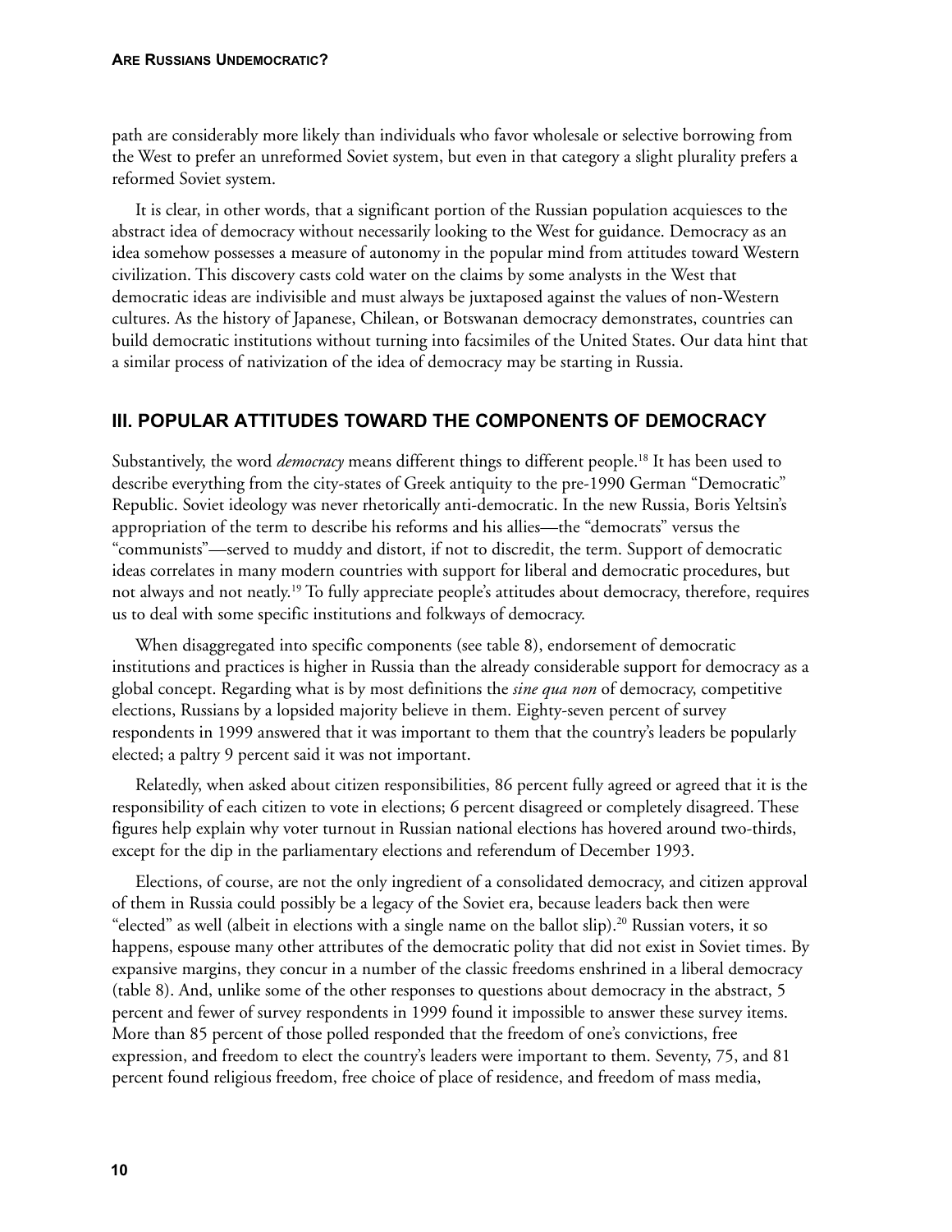path are considerably more likely than individuals who favor wholesale or selective borrowing from the West to prefer an unreformed Soviet system, but even in that category a slight plurality prefers a reformed Soviet system.

It is clear, in other words, that a significant portion of the Russian population acquiesces to the abstract idea of democracy without necessarily looking to the West for guidance. Democracy as an idea somehow possesses a measure of autonomy in the popular mind from attitudes toward Western civilization. This discovery casts cold water on the claims by some analysts in the West that democratic ideas are indivisible and must always be juxtaposed against the values of non-Western cultures. As the history of Japanese, Chilean, or Botswanan democracy demonstrates, countries can build democratic institutions without turning into facsimiles of the United States. Our data hint that a similar process of nativization of the idea of democracy may be starting in Russia.

## III. POPULAR ATTITUDES TOWARD THE COMPONENTS OF DEMOCRACY

Substantively, the word *democracy* means different things to different people.[18] It has been used to describe everything from the city-states of Greek antiquity to the pre-1990 German "Democratic" Republic. Soviet ideology was never rhetorically anti-democratic. In the new Russia, Boris Yeltsin's appropriation of the term to describe his reforms and his allies—the "democrats" versus the "communists"—served to muddy and distort, if not to discredit, the term. Support of democratic ideas correlates in many modern countries with support for liberal and democratic procedures, but not always and not neatly.[19] To fully appreciate people's attitudes about democracy, therefore, requires us to deal with some specific institutions and folkways of democracy.

When disaggregated into specific components (see table 8), endorsement of democratic institutions and practices is higher in Russia than the already considerable support for democracy as a global concept. Regarding what is by most definitions the *sine qua non* of democracy, competitive elections, Russians by a lopsided majority believe in them. Eighty-seven percent of survey respondents in 1999 answered that it was important to them that the country's leaders be popularly elected; a paltry 9 percent said it was not important.

Relatedly, when asked about citizen responsibilities, 86 percent fully agreed or agreed that it is the responsibility of each citizen to vote in elections; 6 percent disagreed or completely disagreed. These figures help explain why voter turnout in Russian national elections has hovered around two-thirds, except for the dip in the parliamentary elections and referendum of December 1993.

Elections, of course, are not the only ingredient of a consolidated democracy, and citizen approval of them in Russia could possibly be a legacy of the Soviet era, because leaders back then were "elected" as well (albeit in elections with a single name on the ballot slip).[20] Russian voters, it so happens, espouse many other attributes of the democratic polity that did not exist in Soviet times. By expansive margins, they concur in a number of the classic freedoms enshrined in a liberal democracy (table 8). And, unlike some of the other responses to questions about democracy in the abstract, 5 percent and fewer of survey respondents in 1999 found it impossible to answer these survey items. More than 85 percent of those polled responded that the freedom of one's convictions, free expression, and freedom to elect the country's leaders were important to them. Seventy, 75, and 81 percent found religious freedom, free choice of place of residence, and freedom of mass media,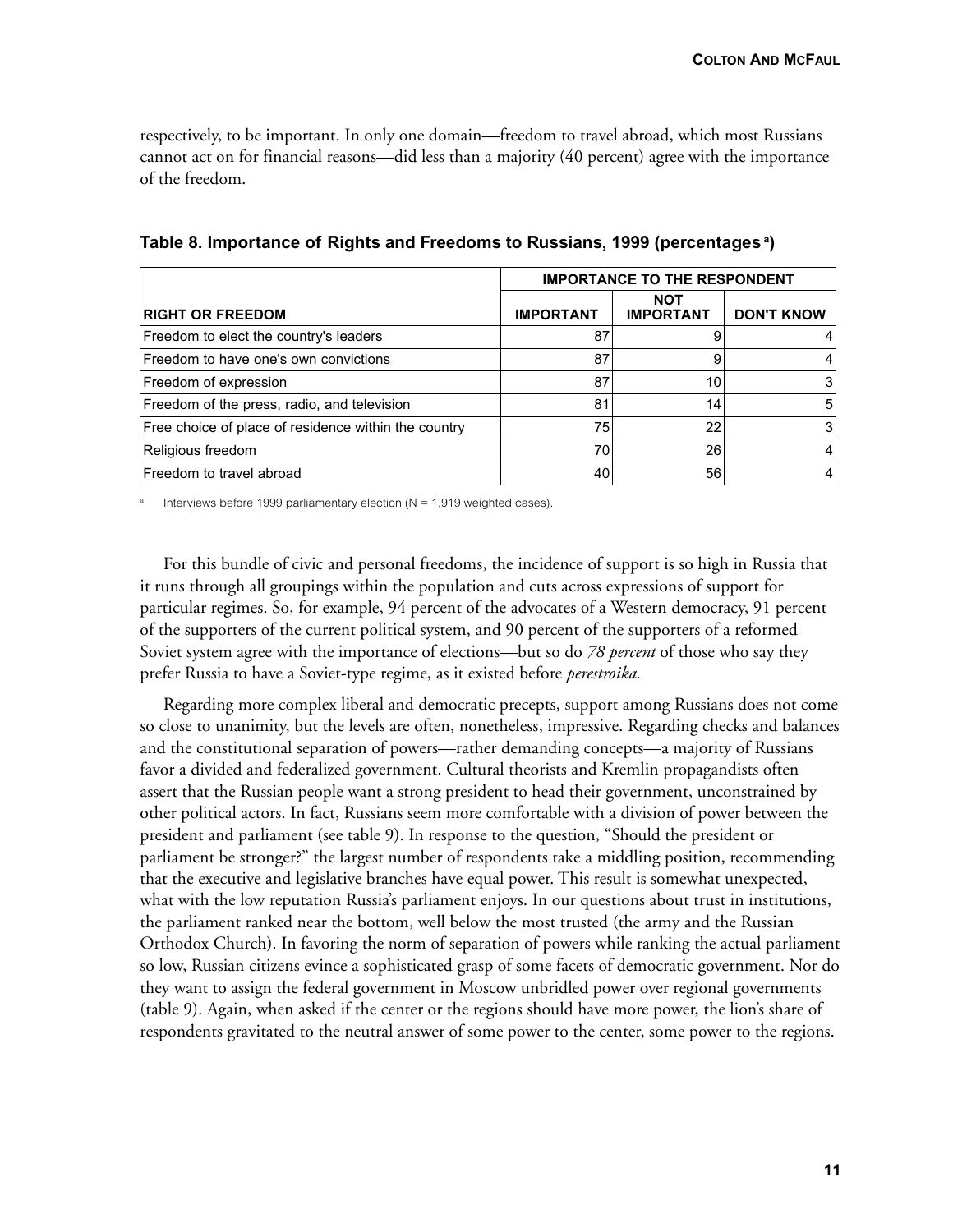respectively, to be important. In only one domain—freedom to travel abroad, which most Russians cannot act on for financial reasons—did less than a majority (40 percent) agree with the importance of the freedom.

**Table 8. Importance of Rights and Freedoms to Russians, 1999 (percentages [a])**

| | IMPORTANCE TO THE RESPONDENT | | |
|---|---|---|---|
| **RIGHT OR FREEDOM** | **IMPORTANT** | **NOT IMPORTANT** | **DON'T KNOW** |
| Freedom to elect the country's leaders | 87 | 9 | 4 |
| Freedom to have one's own convictions | 87 | 9 | 4 |
| Freedom of expression | 87 | 10 | 3 |
| Freedom of the press, radio, and television | 81 | 14 | 5 |
| Free choice of place of residence within the country | 75 | 22 | 3 |
| Religious freedom | 70 | 26 | 4 |
| Freedom to travel abroad | 40 | 56 | 4 |

[a] Interviews before 1999 parliamentary election (N = 1,919 weighted cases).

For this bundle of civic and personal freedoms, the incidence of support is so high in Russia that it runs through all groupings within the population and cuts across expressions of support for particular regimes. So, for example, 94 percent of the advocates of a Western democracy, 91 percent of the supporters of the current political system, and 90 percent of the supporters of a reformed Soviet system agree with the importance of elections—but so do *78 percent* of those who say they prefer Russia to have a Soviet-type regime, as it existed before *perestroika.*

Regarding more complex liberal and democratic precepts, support among Russians does not come so close to unanimity, but the levels are often, nonetheless, impressive. Regarding checks and balances and the constitutional separation of powers—rather demanding concepts—a majority of Russians favor a divided and federalized government. Cultural theorists and Kremlin propagandists often assert that the Russian people want a strong president to head their government, unconstrained by other political actors. In fact, Russians seem more comfortable with a division of power between the president and parliament (see table 9). In response to the question, "Should the president or parliament be stronger?" the largest number of respondents take a middling position, recommending that the executive and legislative branches have equal power. This result is somewhat unexpected, what with the low reputation Russia's parliament enjoys. In our questions about trust in institutions, the parliament ranked near the bottom, well below the most trusted (the army and the Russian Orthodox Church). In favoring the norm of separation of powers while ranking the actual parliament so low, Russian citizens evince a sophisticated grasp of some facets of democratic government. Nor do they want to assign the federal government in Moscow unbridled power over regional governments (table 9). Again, when asked if the center or the regions should have more power, the lion's share of respondents gravitated to the neutral answer of some power to the center, some power to the regions.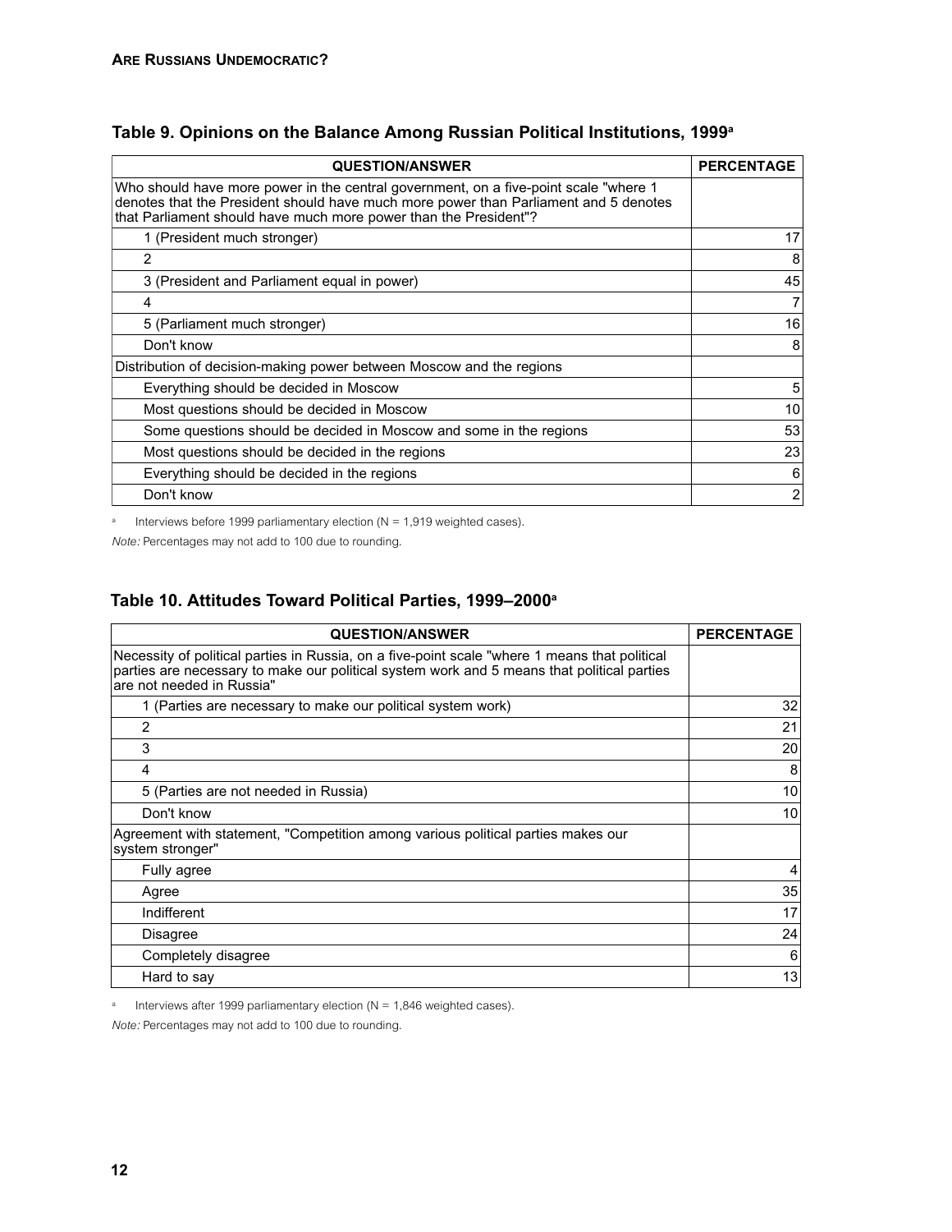## Table 9. Opinions on the Balance Among Russian Political Institutions, 1999[a]

| QUESTION/ANSWER | PERCENTAGE |
|---|---|
| Who should have more power in the central government, on a five-point scale "where 1 denotes that the President should have much more power than Parliament and 5 denotes that Parliament should have much more power than the President"? | |
| 1 (President much stronger) | 17 |
| 2 | 8 |
| 3 (President and Parliament equal in power) | 45 |
| 4 | 7 |
| 5 (Parliament much stronger) | 16 |
| Don't know | 8 |
| Distribution of decision-making power between Moscow and the regions | |
| Everything should be decided in Moscow | 5 |
| Most questions should be decided in Moscow | 10 |
| Some questions should be decided in Moscow and some in the regions | 53 |
| Most questions should be decided in the regions | 23 |
| Everything should be decided in the regions | 6 |
| Don't know | 2 |

[a] Interviews before 1999 parliamentary election (N = 1,919 weighted cases).

*Note:* Percentages may not add to 100 due to rounding.

## Table 10. Attitudes Toward Political Parties, 1999–2000[a]

| QUESTION/ANSWER | PERCENTAGE |
|---|---|
| Necessity of political parties in Russia, on a five-point scale "where 1 means that political parties are necessary to make our political system work and 5 means that political parties are not needed in Russia" | |
| 1 (Parties are necessary to make our political system work) | 32 |
| 2 | 21 |
| 3 | 20 |
| 4 | 8 |
| 5 (Parties are not needed in Russia) | 10 |
| Don't know | 10 |
| Agreement with statement, "Competition among various political parties makes our system stronger" | |
| Fully agree | 4 |
| Agree | 35 |
| Indifferent | 17 |
| Disagree | 24 |
| Completely disagree | 6 |
| Hard to say | 13 |

[a] Interviews after 1999 parliamentary election (N = 1,846 weighted cases).

*Note:* Percentages may not add to 100 due to rounding.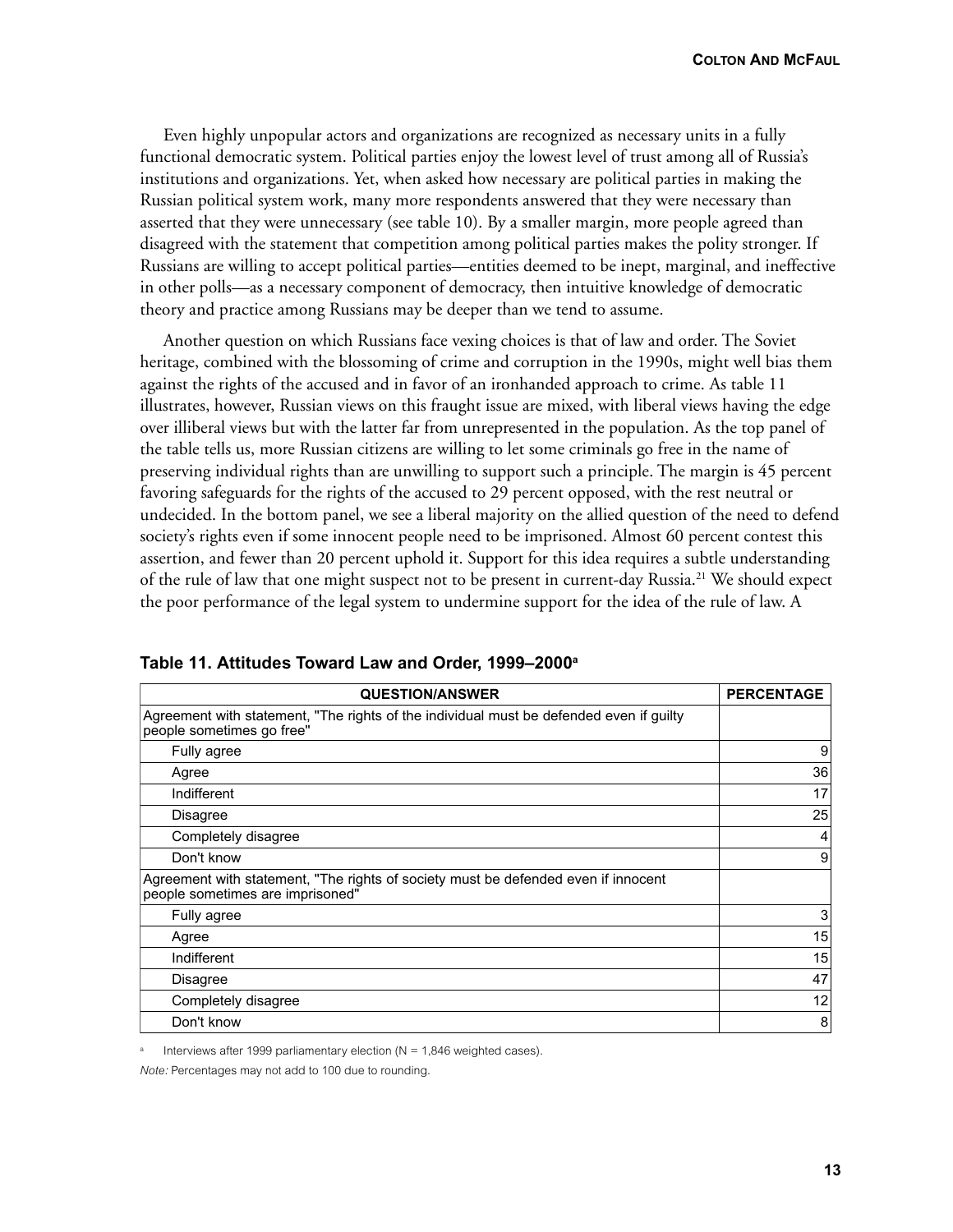Even highly unpopular actors and organizations are recognized as necessary units in a fully functional democratic system. Political parties enjoy the lowest level of trust among all of Russia's institutions and organizations. Yet, when asked how necessary are political parties in making the Russian political system work, many more respondents answered that they were necessary than asserted that they were unnecessary (see table 10). By a smaller margin, more people agreed than disagreed with the statement that competition among political parties makes the polity stronger. If Russians are willing to accept political parties—entities deemed to be inept, marginal, and ineffective in other polls—as a necessary component of democracy, then intuitive knowledge of democratic theory and practice among Russians may be deeper than we tend to assume.

Another question on which Russians face vexing choices is that of law and order. The Soviet heritage, combined with the blossoming of crime and corruption in the 1990s, might well bias them against the rights of the accused and in favor of an ironhanded approach to crime. As table 11 illustrates, however, Russian views on this fraught issue are mixed, with liberal views having the edge over illiberal views but with the latter far from unrepresented in the population. As the top panel of the table tells us, more Russian citizens are willing to let some criminals go free in the name of preserving individual rights than are unwilling to support such a principle. The margin is 45 percent favoring safeguards for the rights of the accused to 29 percent opposed, with the rest neutral or undecided. In the bottom panel, we see a liberal majority on the allied question of the need to defend society's rights even if some innocent people need to be imprisoned. Almost 60 percent contest this assertion, and fewer than 20 percent uphold it. Support for this idea requires a subtle understanding of the rule of law that one might suspect not to be present in current-day Russia.[21] We should expect the poor performance of the legal system to undermine support for the idea of the rule of law. A

**Table 11. Attitudes Toward Law and Order, 1999–2000[a]**

| QUESTION/ANSWER | PERCENTAGE |
|---|---|
| Agreement with statement, "The rights of the individual must be defended even if guilty people sometimes go free" | |
| Fully agree | 9 |
| Agree | 36 |
| Indifferent | 17 |
| Disagree | 25 |
| Completely disagree | 4 |
| Don't know | 9 |
| Agreement with statement, "The rights of society must be defended even if innocent people sometimes are imprisoned" | |
| Fully agree | 3 |
| Agree | 15 |
| Indifferent | 15 |
| Disagree | 47 |
| Completely disagree | 12 |
| Don't know | 8 |

[a] Interviews after 1999 parliamentary election (N = 1,846 weighted cases).

*Note:* Percentages may not add to 100 due to rounding.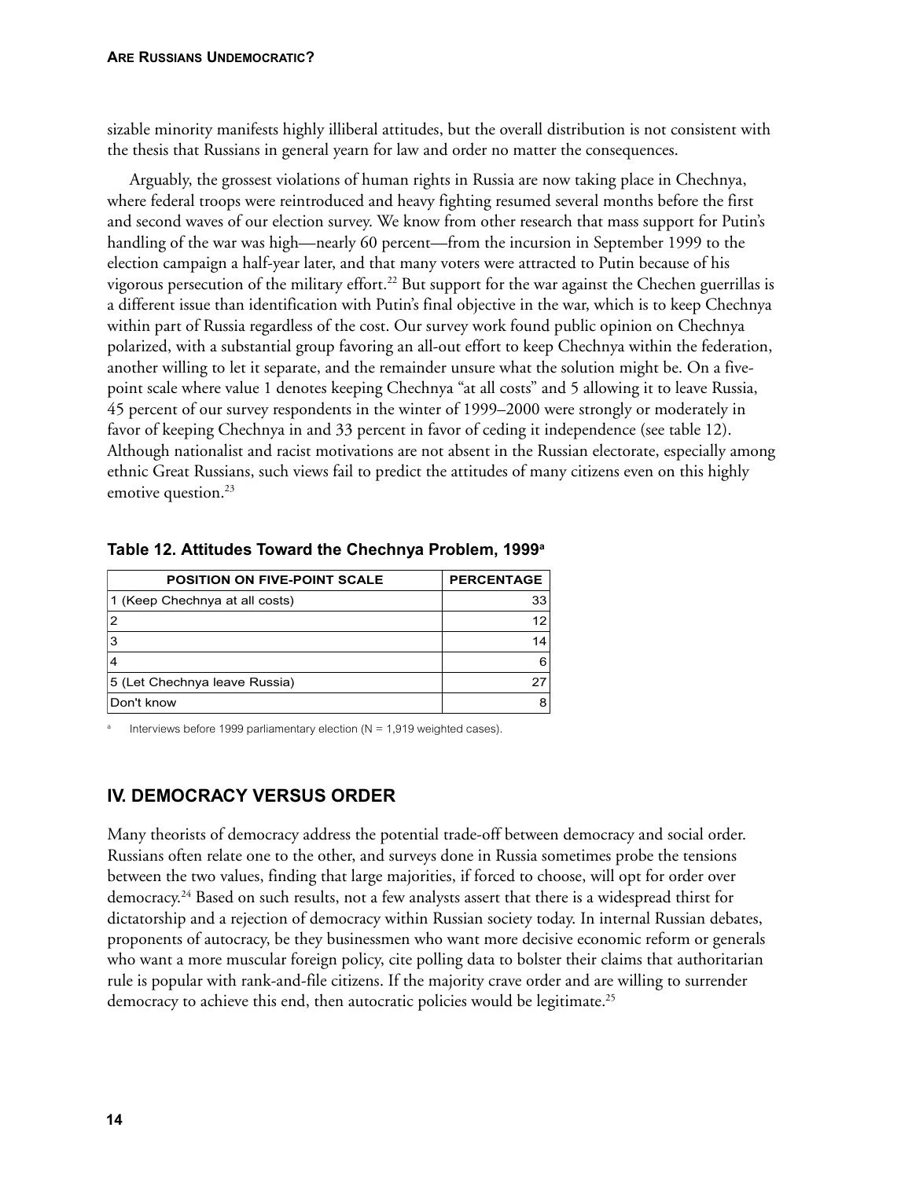sizable minority manifests highly illiberal attitudes, but the overall distribution is not consistent with the thesis that Russians in general yearn for law and order no matter the consequences.

Arguably, the grossest violations of human rights in Russia are now taking place in Chechnya, where federal troops were reintroduced and heavy fighting resumed several months before the first and second waves of our election survey. We know from other research that mass support for Putin's handling of the war was high—nearly 60 percent—from the incursion in September 1999 to the election campaign a half-year later, and that many voters were attracted to Putin because of his vigorous persecution of the military effort.[22] But support for the war against the Chechen guerrillas is a different issue than identification with Putin's final objective in the war, which is to keep Chechnya within part of Russia regardless of the cost. Our survey work found public opinion on Chechnya polarized, with a substantial group favoring an all-out effort to keep Chechnya within the federation, another willing to let it separate, and the remainder unsure what the solution might be. On a five-point scale where value 1 denotes keeping Chechnya "at all costs" and 5 allowing it to leave Russia, 45 percent of our survey respondents in the winter of 1999–2000 were strongly or moderately in favor of keeping Chechnya in and 33 percent in favor of ceding it independence (see table 12). Although nationalist and racist motivations are not absent in the Russian electorate, especially among ethnic Great Russians, such views fail to predict the attitudes of many citizens even on this highly emotive question.[23]

**Table 12. Attitudes Toward the Chechnya Problem, 1999[a]**

| POSITION ON FIVE-POINT SCALE | PERCENTAGE |
|---|---|
| 1 (Keep Chechnya at all costs) | 33 |
| 2 | 12 |
| 3 | 14 |
| 4 | 6 |
| 5 (Let Chechnya leave Russia) | 27 |
| Don't know | 8 |

[a] Interviews before 1999 parliamentary election (N = 1,919 weighted cases).

## IV. DEMOCRACY VERSUS ORDER

Many theorists of democracy address the potential trade-off between democracy and social order. Russians often relate one to the other, and surveys done in Russia sometimes probe the tensions between the two values, finding that large majorities, if forced to choose, will opt for order over democracy.[24] Based on such results, not a few analysts assert that there is a widespread thirst for dictatorship and a rejection of democracy within Russian society today. In internal Russian debates, proponents of autocracy, be they businessmen who want more decisive economic reform or generals who want a more muscular foreign policy, cite polling data to bolster their claims that authoritarian rule is popular with rank-and-file citizens. If the majority crave order and are willing to surrender democracy to achieve this end, then autocratic policies would be legitimate.[25]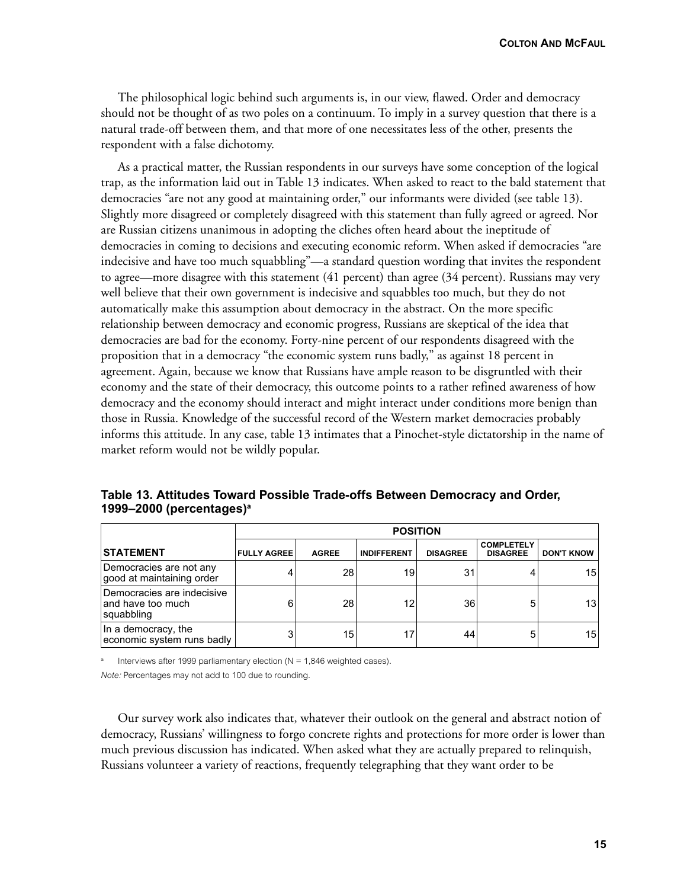The philosophical logic behind such arguments is, in our view, flawed. Order and democracy should not be thought of as two poles on a continuum. To imply in a survey question that there is a natural trade-off between them, and that more of one necessitates less of the other, presents the respondent with a false dichotomy.

As a practical matter, the Russian respondents in our surveys have some conception of the logical trap, as the information laid out in Table 13 indicates. When asked to react to the bald statement that democracies "are not any good at maintaining order," our informants were divided (see table 13). Slightly more disagreed or completely disagreed with this statement than fully agreed or agreed. Nor are Russian citizens unanimous in adopting the cliches often heard about the ineptitude of democracies in coming to decisions and executing economic reform. When asked if democracies "are indecisive and have too much squabbling"—a standard question wording that invites the respondent to agree—more disagree with this statement (41 percent) than agree (34 percent). Russians may very well believe that their own government is indecisive and squabbles too much, but they do not automatically make this assumption about democracy in the abstract. On the more specific relationship between democracy and economic progress, Russians are skeptical of the idea that democracies are bad for the economy. Forty-nine percent of our respondents disagreed with the proposition that in a democracy "the economic system runs badly," as against 18 percent in agreement. Again, because we know that Russians have ample reason to be disgruntled with their economy and the state of their democracy, this outcome points to a rather refined awareness of how democracy and the economy should interact and might interact under conditions more benign than those in Russia. Knowledge of the successful record of the Western market democracies probably informs this attitude. In any case, table 13 intimates that a Pinochet-style dictatorship in the name of market reform would not be wildly popular.

**Table 13. Attitudes Toward Possible Trade-offs Between Democracy and Order, 1999–2000 (percentages)[a]**

| | POSITION | | | | | |
|---|---|---|---|---|---|---|
| **STATEMENT** | FULLY AGREE | AGREE | INDIFFERENT | DISAGREE | COMPLETELY DISAGREE | DON'T KNOW |
| Democracies are not any good at maintaining order | 4 | 28 | 19 | 31 | 4 | 15 |
| Democracies are indecisive and have too much squabbling | 6 | 28 | 12 | 36 | 5 | 13 |
| In a democracy, the economic system runs badly | 3 | 15 | 17 | 44 | 5 | 15 |

[a] Interviews after 1999 parliamentary election (N = 1,846 weighted cases).

*Note:* Percentages may not add to 100 due to rounding.

Our survey work also indicates that, whatever their outlook on the general and abstract notion of democracy, Russians' willingness to forgo concrete rights and protections for more order is lower than much previous discussion has indicated. When asked what they are actually prepared to relinquish, Russians volunteer a variety of reactions, frequently telegraphing that they want order to be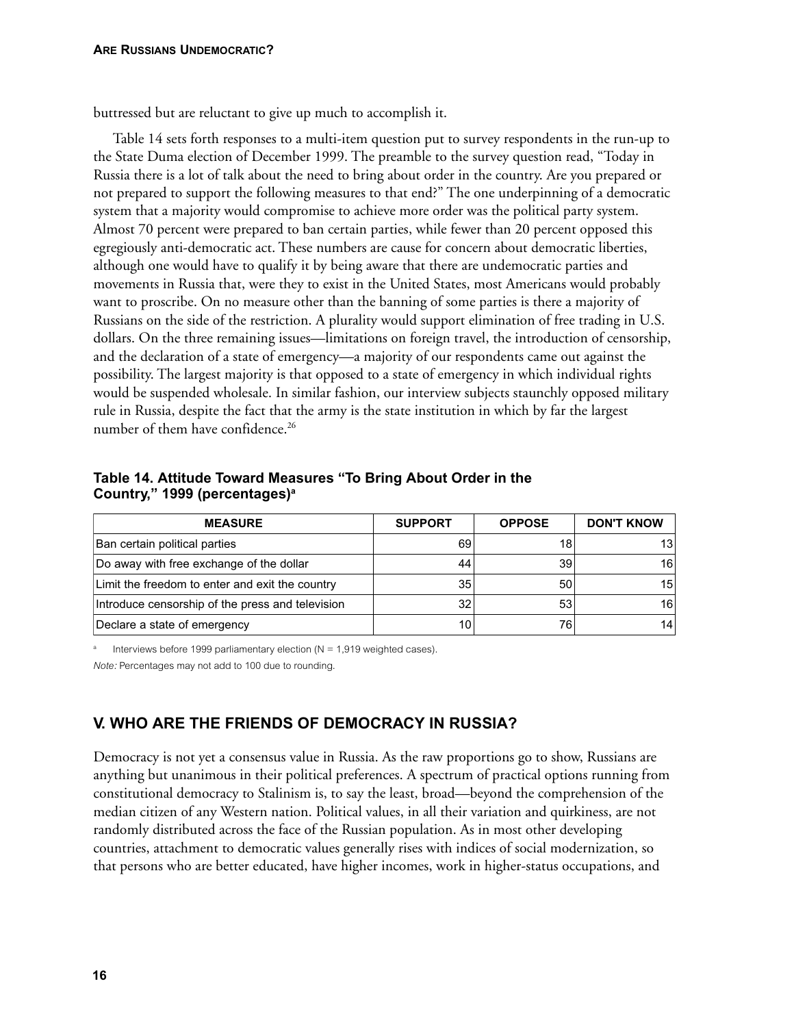buttressed but are reluctant to give up much to accomplish it.

Table 14 sets forth responses to a multi-item question put to survey respondents in the run-up to the State Duma election of December 1999. The preamble to the survey question read, "Today in Russia there is a lot of talk about the need to bring about order in the country. Are you prepared or not prepared to support the following measures to that end?" The one underpinning of a democratic system that a majority would compromise to achieve more order was the political party system. Almost 70 percent were prepared to ban certain parties, while fewer than 20 percent opposed this egregiously anti-democratic act. These numbers are cause for concern about democratic liberties, although one would have to qualify it by being aware that there are undemocratic parties and movements in Russia that, were they to exist in the United States, most Americans would probably want to proscribe. On no measure other than the banning of some parties is there a majority of Russians on the side of the restriction. A plurality would support elimination of free trading in U.S. dollars. On the three remaining issues—limitations on foreign travel, the introduction of censorship, and the declaration of a state of emergency—a majority of our respondents came out against the possibility. The largest majority is that opposed to a state of emergency in which individual rights would be suspended wholesale. In similar fashion, our interview subjects staunchly opposed military rule in Russia, despite the fact that the army is the state institution in which by far the largest number of them have confidence.[26]

**Table 14. Attitude Toward Measures "To Bring About Order in the Country," 1999 (percentages)[a]**

| MEASURE | SUPPORT | OPPOSE | DON'T KNOW |
|---|---|---|---|
| Ban certain political parties | 69 | 18 | 13 |
| Do away with free exchange of the dollar | 44 | 39 | 16 |
| Limit the freedom to enter and exit the country | 35 | 50 | 15 |
| Introduce censorship of the press and television | 32 | 53 | 16 |
| Declare a state of emergency | 10 | 76 | 14 |

[a] Interviews before 1999 parliamentary election (N = 1,919 weighted cases).

*Note:* Percentages may not add to 100 due to rounding.

## V. WHO ARE THE FRIENDS OF DEMOCRACY IN RUSSIA?

Democracy is not yet a consensus value in Russia. As the raw proportions go to show, Russians are anything but unanimous in their political preferences. A spectrum of practical options running from constitutional democracy to Stalinism is, to say the least, broad—beyond the comprehension of the median citizen of any Western nation. Political values, in all their variation and quirkiness, are not randomly distributed across the face of the Russian population. As in most other developing countries, attachment to democratic values generally rises with indices of social modernization, so that persons who are better educated, have higher incomes, work in higher-status occupations, and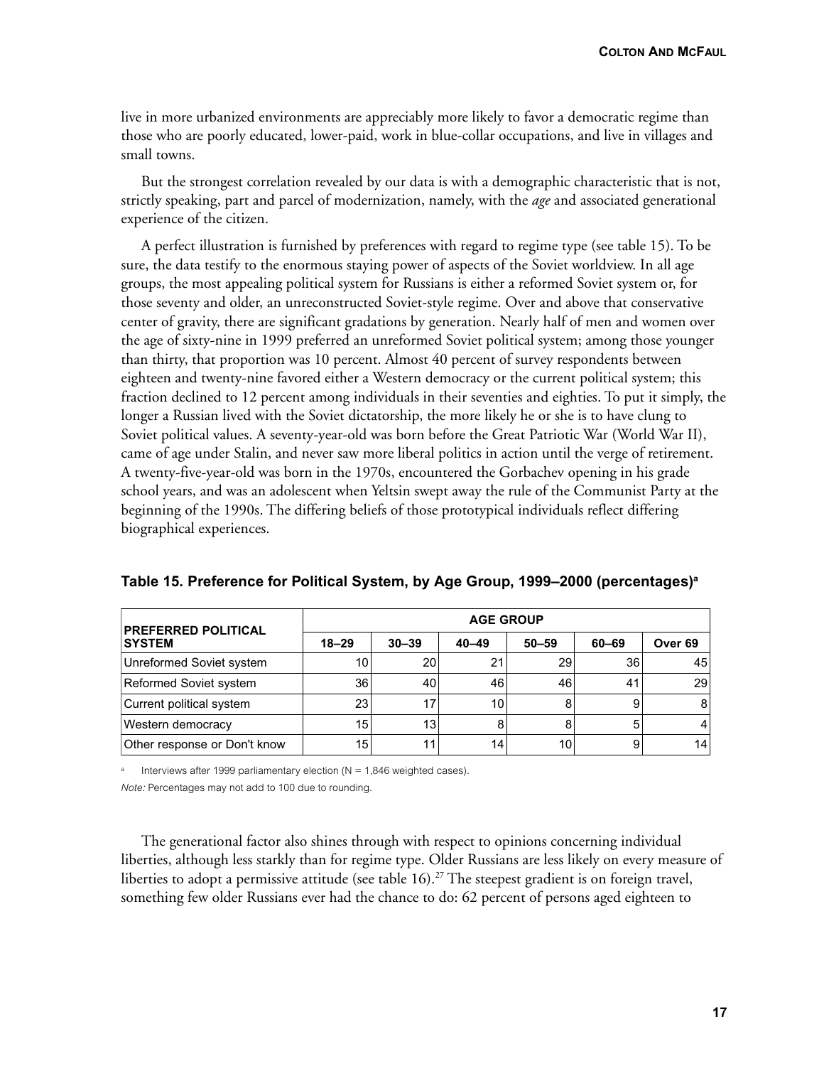live in more urbanized environments are appreciably more likely to favor a democratic regime than those who are poorly educated, lower-paid, work in blue-collar occupations, and live in villages and small towns.

But the strongest correlation revealed by our data is with a demographic characteristic that is not, strictly speaking, part and parcel of modernization, namely, with the *age* and associated generational experience of the citizen.

A perfect illustration is furnished by preferences with regard to regime type (see table 15). To be sure, the data testify to the enormous staying power of aspects of the Soviet worldview. In all age groups, the most appealing political system for Russians is either a reformed Soviet system or, for those seventy and older, an unreconstructed Soviet-style regime. Over and above that conservative center of gravity, there are significant gradations by generation. Nearly half of men and women over the age of sixty-nine in 1999 preferred an unreformed Soviet political system; among those younger than thirty, that proportion was 10 percent. Almost 40 percent of survey respondents between eighteen and twenty-nine favored either a Western democracy or the current political system; this fraction declined to 12 percent among individuals in their seventies and eighties. To put it simply, the longer a Russian lived with the Soviet dictatorship, the more likely he or she is to have clung to Soviet political values. A seventy-year-old was born before the Great Patriotic War (World War II), came of age under Stalin, and never saw more liberal politics in action until the verge of retirement. A twenty-five-year-old was born in the 1970s, encountered the Gorbachev opening in his grade school years, and was an adolescent when Yeltsin swept away the rule of the Communist Party at the beginning of the 1990s. The differing beliefs of those prototypical individuals reflect differing biographical experiences.

**Table 15. Preference for Political System, by Age Group, 1999–2000 (percentages)[a]**

| PREFERRED POLITICAL SYSTEM | AGE GROUP | | | | | |
|---|---|---|---|---|---|---|
| | 18–29 | 30–39 | 40–49 | 50–59 | 60–69 | Over 69 |
| Unreformed Soviet system | 10 | 20 | 21 | 29 | 36 | 45 |
| Reformed Soviet system | 36 | 40 | 46 | 46 | 41 | 29 |
| Current political system | 23 | 17 | 10 | 8 | 9 | 8 |
| Western democracy | 15 | 13 | 8 | 8 | 5 | 4 |
| Other response or Don't know | 15 | 11 | 14 | 10 | 9 | 14 |

[a] Interviews after 1999 parliamentary election (N = 1,846 weighted cases).

*Note:* Percentages may not add to 100 due to rounding.

The generational factor also shines through with respect to opinions concerning individual liberties, although less starkly than for regime type. Older Russians are less likely on every measure of liberties to adopt a permissive attitude (see table 16).[27] The steepest gradient is on foreign travel, something few older Russians ever had the chance to do: 62 percent of persons aged eighteen to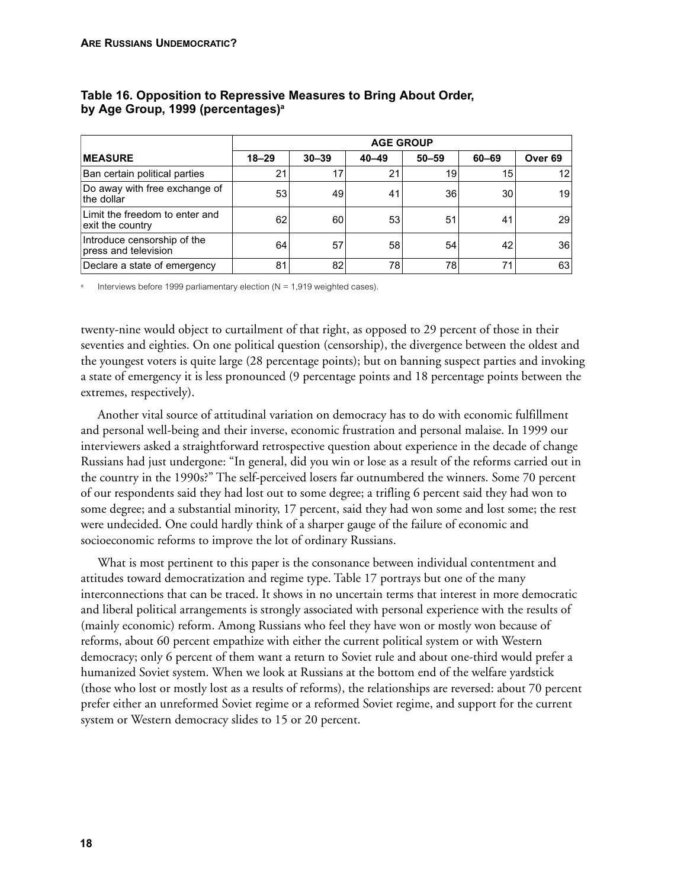**Table 16. Opposition to Repressive Measures to Bring About Order, by Age Group, 1999 (percentages)[a]**

| MEASURE | AGE GROUP | | | | | |
|---|---|---|---|---|---|---|
| | 18–29 | 30–39 | 40–49 | 50–59 | 60–69 | Over 69 |
| Ban certain political parties | 21 | 17 | 21 | 19 | 15 | 12 |
| Do away with free exchange of the dollar | 53 | 49 | 41 | 36 | 30 | 19 |
| Limit the freedom to enter and exit the country | 62 | 60 | 53 | 51 | 41 | 29 |
| Introduce censorship of the press and television | 64 | 57 | 58 | 54 | 42 | 36 |
| Declare a state of emergency | 81 | 82 | 78 | 78 | 71 | 63 |

[a] Interviews before 1999 parliamentary election (N = 1,919 weighted cases).

twenty-nine would object to curtailment of that right, as opposed to 29 percent of those in their seventies and eighties. On one political question (censorship), the divergence between the oldest and the youngest voters is quite large (28 percentage points); but on banning suspect parties and invoking a state of emergency it is less pronounced (9 percentage points and 18 percentage points between the extremes, respectively).

Another vital source of attitudinal variation on democracy has to do with economic fulfillment and personal well-being and their inverse, economic frustration and personal malaise. In 1999 our interviewers asked a straightforward retrospective question about experience in the decade of change Russians had just undergone: "In general, did you win or lose as a result of the reforms carried out in the country in the 1990s?" The self-perceived losers far outnumbered the winners. Some 70 percent of our respondents said they had lost out to some degree; a trifling 6 percent said they had won to some degree; and a substantial minority, 17 percent, said they had won some and lost some; the rest were undecided. One could hardly think of a sharper gauge of the failure of economic and socioeconomic reforms to improve the lot of ordinary Russians.

What is most pertinent to this paper is the consonance between individual contentment and attitudes toward democratization and regime type. Table 17 portrays but one of the many interconnections that can be traced. It shows in no uncertain terms that interest in more democratic and liberal political arrangements is strongly associated with personal experience with the results of (mainly economic) reform. Among Russians who feel they have won or mostly won because of reforms, about 60 percent empathize with either the current political system or with Western democracy; only 6 percent of them want a return to Soviet rule and about one-third would prefer a humanized Soviet system. When we look at Russians at the bottom end of the welfare yardstick (those who lost or mostly lost as a results of reforms), the relationships are reversed: about 70 percent prefer either an unreformed Soviet regime or a reformed Soviet regime, and support for the current system or Western democracy slides to 15 or 20 percent.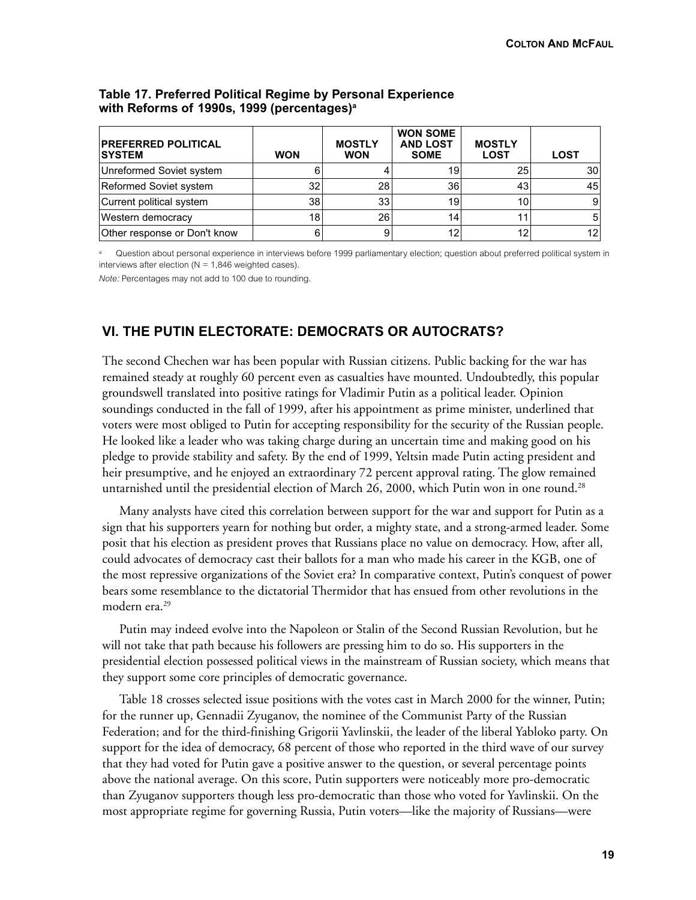**Table 17. Preferred Political Regime by Personal Experience with Reforms of 1990s, 1999 (percentages)[a]**

| PREFERRED POLITICAL SYSTEM | WON | MOSTLY WON | WON SOME AND LOST SOME | MOSTLY LOST | LOST |
|---|---|---|---|---|---|
| Unreformed Soviet system | 6 | 4 | 19 | 25 | 30 |
| Reformed Soviet system | 32 | 28 | 36 | 43 | 45 |
| Current political system | 38 | 33 | 19 | 10 | 9 |
| Western democracy | 18 | 26 | 14 | 11 | 5 |
| Other response or Don't know | 6 | 9 | 12 | 12 | 12 |

[a] Question about personal experience in interviews before 1999 parliamentary election; question about preferred political system in interviews after election (N = 1,846 weighted cases).

*Note:* Percentages may not add to 100 due to rounding.

## VI. THE PUTIN ELECTORATE: DEMOCRATS OR AUTOCRATS?

The second Chechen war has been popular with Russian citizens. Public backing for the war has remained steady at roughly 60 percent even as casualties have mounted. Undoubtedly, this popular groundswell translated into positive ratings for Vladimir Putin as a political leader. Opinion soundings conducted in the fall of 1999, after his appointment as prime minister, underlined that voters were most obliged to Putin for accepting responsibility for the security of the Russian people. He looked like a leader who was taking charge during an uncertain time and making good on his pledge to provide stability and safety. By the end of 1999, Yeltsin made Putin acting president and heir presumptive, and he enjoyed an extraordinary 72 percent approval rating. The glow remained untarnished until the presidential election of March 26, 2000, which Putin won in one round.[28]

Many analysts have cited this correlation between support for the war and support for Putin as a sign that his supporters yearn for nothing but order, a mighty state, and a strong-armed leader. Some posit that his election as president proves that Russians place no value on democracy. How, after all, could advocates of democracy cast their ballots for a man who made his career in the KGB, one of the most repressive organizations of the Soviet era? In comparative context, Putin's conquest of power bears some resemblance to the dictatorial Thermidor that has ensued from other revolutions in the modern era.[29]

Putin may indeed evolve into the Napoleon or Stalin of the Second Russian Revolution, but he will not take that path because his followers are pressing him to do so. His supporters in the presidential election possessed political views in the mainstream of Russian society, which means that they support some core principles of democratic governance.

Table 18 crosses selected issue positions with the votes cast in March 2000 for the winner, Putin; for the runner up, Gennadii Zyuganov, the nominee of the Communist Party of the Russian Federation; and for the third-finishing Grigorii Yavlinskii, the leader of the liberal Yabloko party. On support for the idea of democracy, 68 percent of those who reported in the third wave of our survey that they had voted for Putin gave a positive answer to the question, or several percentage points above the national average. On this score, Putin supporters were noticeably more pro-democratic than Zyuganov supporters though less pro-democratic than those who voted for Yavlinskii. On the most appropriate regime for governing Russia, Putin voters—like the majority of Russians—were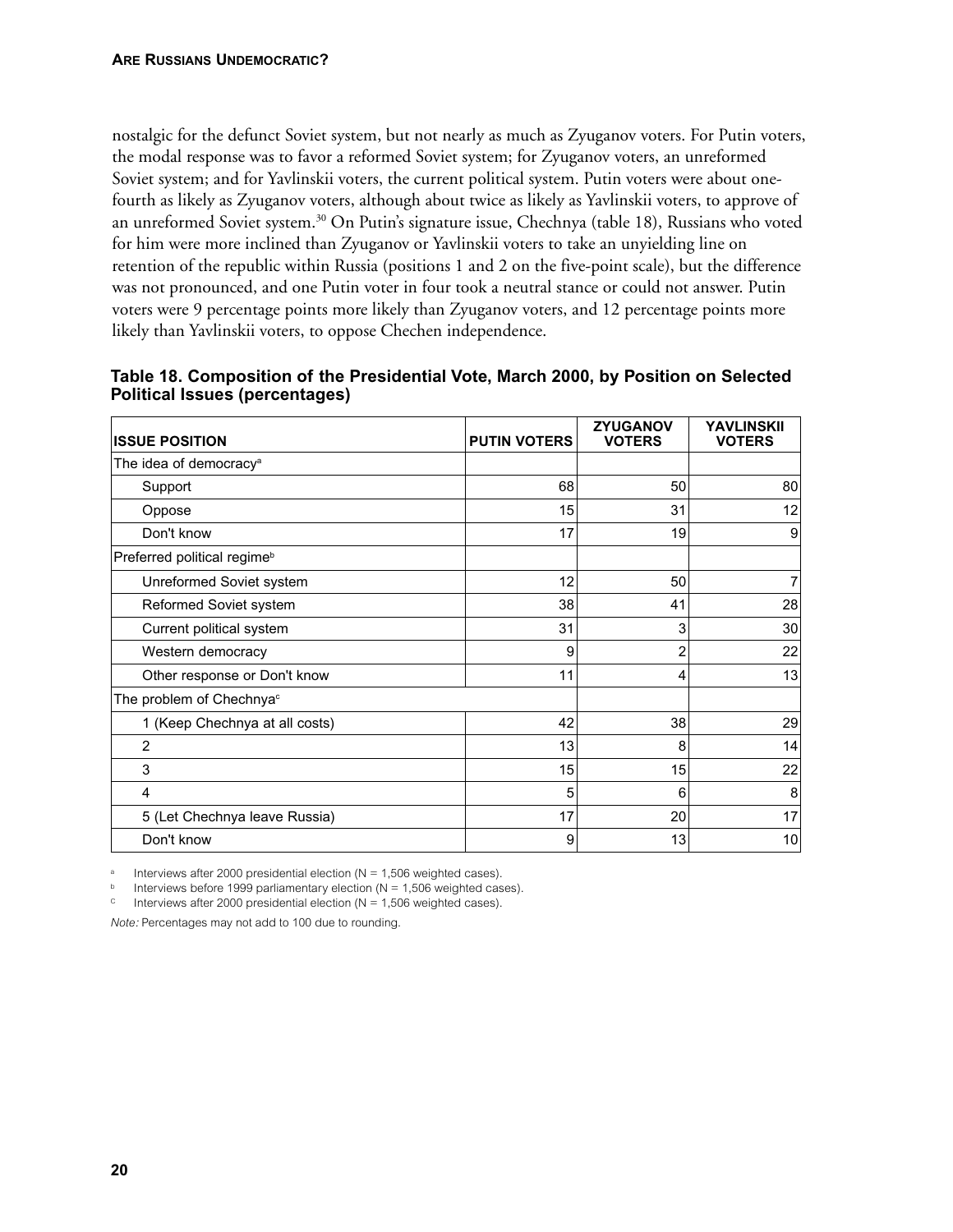nostalgic for the defunct Soviet system, but not nearly as much as Zyuganov voters. For Putin voters, the modal response was to favor a reformed Soviet system; for Zyuganov voters, an unreformed Soviet system; and for Yavlinskii voters, the current political system. Putin voters were about one-fourth as likely as Zyuganov voters, although about twice as likely as Yavlinskii voters, to approve of an unreformed Soviet system.[30] On Putin's signature issue, Chechnya (table 18), Russians who voted for him were more inclined than Zyuganov or Yavlinskii voters to take an unyielding line on retention of the republic within Russia (positions 1 and 2 on the five-point scale), but the difference was not pronounced, and one Putin voter in four took a neutral stance or could not answer. Putin voters were 9 percentage points more likely than Zyuganov voters, and 12 percentage points more likely than Yavlinskii voters, to oppose Chechen independence.

**Table 18. Composition of the Presidential Vote, March 2000, by Position on Selected Political Issues (percentages)**

| ISSUE POSITION | PUTIN VOTERS | ZYUGANOV VOTERS | YAVLINSKII VOTERS |
|---|---|---|---|
| The idea of democracy[a] | | | |
| Support | 68 | 50 | 80 |
| Oppose | 15 | 31 | 12 |
| Don't know | 17 | 19 | 9 |
| Preferred political regime[b] | | | |
| Unreformed Soviet system | 12 | 50 | 7 |
| Reformed Soviet system | 38 | 41 | 28 |
| Current political system | 31 | 3 | 30 |
| Western democracy | 9 | 2 | 22 |
| Other response or Don't know | 11 | 4 | 13 |
| The problem of Chechnya[c] | | | |
| 1 (Keep Chechnya at all costs) | 42 | 38 | 29 |
| 2 | 13 | 8 | 14 |
| 3 | 15 | 15 | 22 |
| 4 | 5 | 6 | 8 |
| 5 (Let Chechnya leave Russia) | 17 | 20 | 17 |
| Don't know | 9 | 13 | 10 |

[a] Interviews after 2000 presidential election (N = 1,506 weighted cases).

[b] Interviews before 1999 parliamentary election (N = 1,506 weighted cases).

[c] Interviews after 2000 presidential election (N = 1,506 weighted cases).

*Note:* Percentages may not add to 100 due to rounding.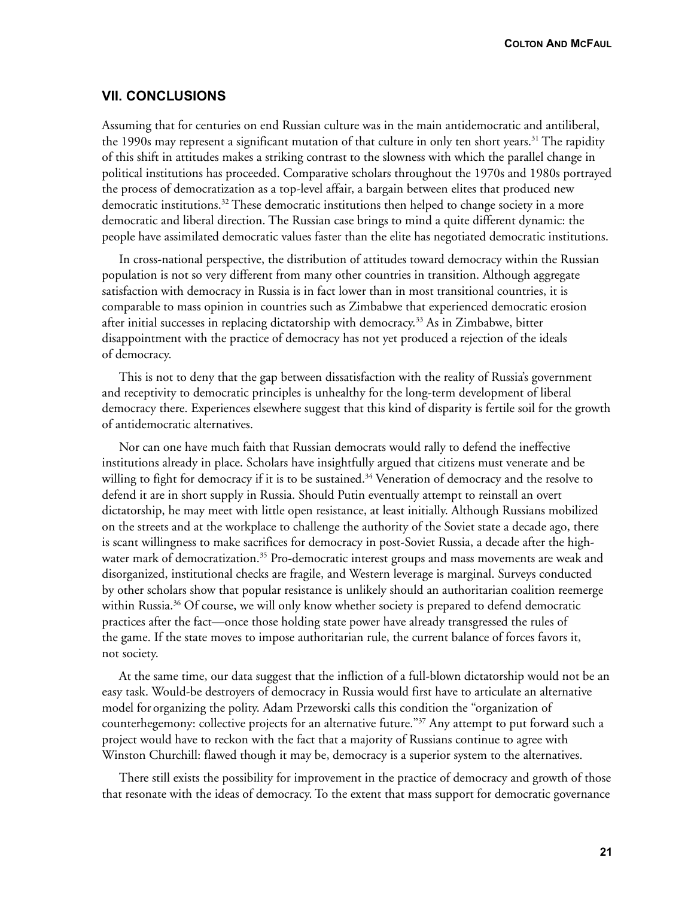## VII. CONCLUSIONS

Assuming that for centuries on end Russian culture was in the main antidemocratic and antiliberal, the 1990s may represent a significant mutation of that culture in only ten short years.[31] The rapidity of this shift in attitudes makes a striking contrast to the slowness with which the parallel change in political institutions has proceeded. Comparative scholars throughout the 1970s and 1980s portrayed the process of democratization as a top-level affair, a bargain between elites that produced new democratic institutions.[32] These democratic institutions then helped to change society in a more democratic and liberal direction. The Russian case brings to mind a quite different dynamic: the people have assimilated democratic values faster than the elite has negotiated democratic institutions.

In cross-national perspective, the distribution of attitudes toward democracy within the Russian population is not so very different from many other countries in transition. Although aggregate satisfaction with democracy in Russia is in fact lower than in most transitional countries, it is comparable to mass opinion in countries such as Zimbabwe that experienced democratic erosion after initial successes in replacing dictatorship with democracy.[33] As in Zimbabwe, bitter disappointment with the practice of democracy has not yet produced a rejection of the ideals of democracy.

This is not to deny that the gap between dissatisfaction with the reality of Russia's government and receptivity to democratic principles is unhealthy for the long-term development of liberal democracy there. Experiences elsewhere suggest that this kind of disparity is fertile soil for the growth of antidemocratic alternatives.

Nor can one have much faith that Russian democrats would rally to defend the ineffective institutions already in place. Scholars have insightfully argued that citizens must venerate and be willing to fight for democracy if it is to be sustained.[34] Veneration of democracy and the resolve to defend it are in short supply in Russia. Should Putin eventually attempt to reinstall an overt dictatorship, he may meet with little open resistance, at least initially. Although Russians mobilized on the streets and at the workplace to challenge the authority of the Soviet state a decade ago, there is scant willingness to make sacrifices for democracy in post-Soviet Russia, a decade after the high-water mark of democratization.[35] Pro-democratic interest groups and mass movements are weak and disorganized, institutional checks are fragile, and Western leverage is marginal. Surveys conducted by other scholars show that popular resistance is unlikely should an authoritarian coalition reemerge within Russia.[36] Of course, we will only know whether society is prepared to defend democratic practices after the fact—once those holding state power have already transgressed the rules of the game. If the state moves to impose authoritarian rule, the current balance of forces favors it, not society.

At the same time, our data suggest that the infliction of a full-blown dictatorship would not be an easy task. Would-be destroyers of democracy in Russia would first have to articulate an alternative model for organizing the polity. Adam Przeworski calls this condition the "organization of counterhegemony: collective projects for an alternative future."[37] Any attempt to put forward such a project would have to reckon with the fact that a majority of Russians continue to agree with Winston Churchill: flawed though it may be, democracy is a superior system to the alternatives.

There still exists the possibility for improvement in the practice of democracy and growth of those that resonate with the ideas of democracy. To the extent that mass support for democratic governance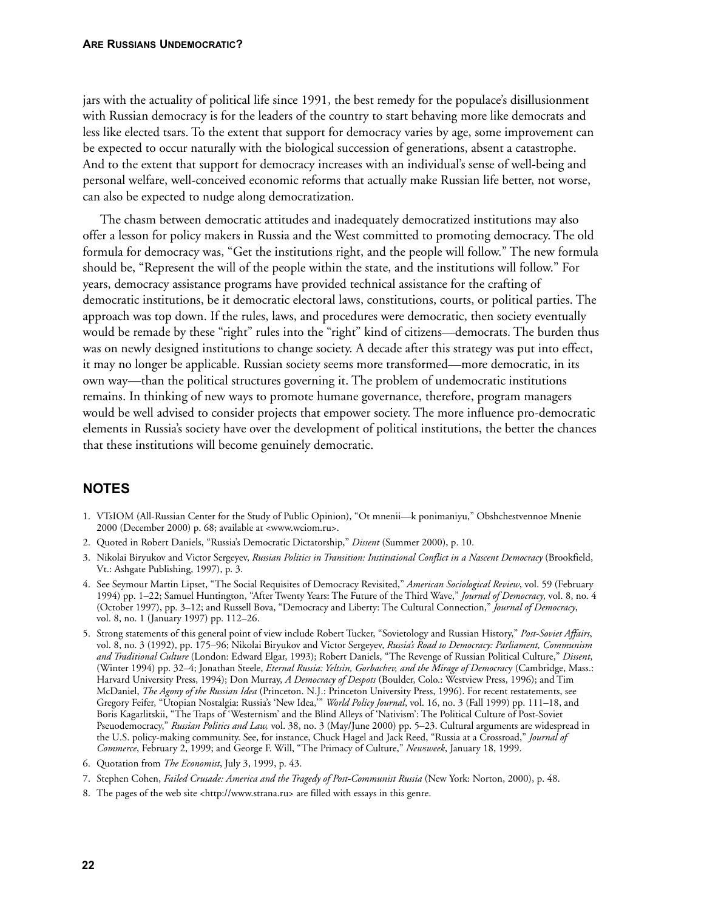jars with the actuality of political life since 1991, the best remedy for the populace's disillusionment with Russian democracy is for the leaders of the country to start behaving more like democrats and less like elected tsars. To the extent that support for democracy varies by age, some improvement can be expected to occur naturally with the biological succession of generations, absent a catastrophe. And to the extent that support for democracy increases with an individual's sense of well-being and personal welfare, well-conceived economic reforms that actually make Russian life better, not worse, can also be expected to nudge along democratization.

The chasm between democratic attitudes and inadequately democratized institutions may also offer a lesson for policy makers in Russia and the West committed to promoting democracy. The old formula for democracy was, "Get the institutions right, and the people will follow." The new formula should be, "Represent the will of the people within the state, and the institutions will follow." For years, democracy assistance programs have provided technical assistance for the crafting of democratic institutions, be it democratic electoral laws, constitutions, courts, or political parties. The approach was top down. If the rules, laws, and procedures were democratic, then society eventually would be remade by these "right" rules into the "right" kind of citizens—democrats. The burden thus was on newly designed institutions to change society. A decade after this strategy was put into effect, it may no longer be applicable. Russian society seems more transformed—more democratic, in its own way—than the political structures governing it. The problem of undemocratic institutions remains. In thinking of new ways to promote humane governance, therefore, program managers would be well advised to consider projects that empower society. The more influence pro-democratic elements in Russia's society have over the development of political institutions, the better the chances that these institutions will become genuinely democratic.

## NOTES

1. VTsIOM (All-Russian Center for the Study of Public Opinion), "Ot mnenii—k ponimaniyu," Obshchestvennoe Mnenie 2000 (December 2000) p. 68; available at <www.wciom.ru>.
2. Quoted in Robert Daniels, "Russia's Democratic Dictatorship," *Dissent* (Summer 2000), p. 10.
3. Nikolai Biryukov and Victor Sergeyev, *Russian Politics in Transition: Institutional Conflict in a Nascent Democracy* (Brookfield, Vt.: Ashgate Publishing, 1997), p. 3.
4. See Seymour Martin Lipset, "The Social Requisites of Democracy Revisited," *American Sociological Review*, vol. 59 (February 1994) pp. 1–22; Samuel Huntington, "After Twenty Years: The Future of the Third Wave," *Journal of Democracy*, vol. 8, no. 4 (October 1997), pp. 3–12; and Russell Bova, "Democracy and Liberty: The Cultural Connection," *Journal of Democracy*, vol. 8, no. 1 (January 1997) pp. 112–26.
5. Strong statements of this general point of view include Robert Tucker, "Sovietology and Russian History," *Post-Soviet Affairs*, vol. 8, no. 3 (1992), pp. 175–96; Nikolai Biryukov and Victor Sergeyev, *Russia's Road to Democracy: Parliament, Communism and Traditional Culture* (London: Edward Elgar, 1993); Robert Daniels, "The Revenge of Russian Political Culture," *Dissent*, (Winter 1994) pp. 32–4; Jonathan Steele, *Eternal Russia: Yeltsin, Gorbachev, and the Mirage of Democracy* (Cambridge, Mass.: Harvard University Press, 1994); Don Murray, *A Democracy of Despots* (Boulder, Colo.: Westview Press, 1996); and Tim McDaniel, *The Agony of the Russian Idea* (Princeton. N.J.: Princeton University Press, 1996). For recent restatements, see Gregory Feifer, "Utopian Nostalgia: Russia's 'New Idea,'" *World Policy Journal*, vol. 16, no. 3 (Fall 1999) pp. 111–18, and Boris Kagarlitskii, "The Traps of 'Westernism' and the Blind Alleys of 'Nativism': The Political Culture of Post-Soviet Pseudodemocracy," *Russian Politics and Law,* vol. 38, no. 3 (May/June 2000) pp. 5–23. Cultural arguments are widespread in the U.S. policy-making community. See, for instance, Chuck Hagel and Jack Reed, "Russia at a Crossroad," *Journal of Commerce*, February 2, 1999; and George F. Will, "The Primacy of Culture," *Newsweek*, January 18, 1999.
6. Quotation from *The Economist*, July 3, 1999, p. 43.
7. Stephen Cohen, *Failed Crusade: America and the Tragedy of Post-Communist Russia* (New York: Norton, 2000), p. 48.
8. The pages of the web site <http://www.strana.ru> are filled with essays in this genre.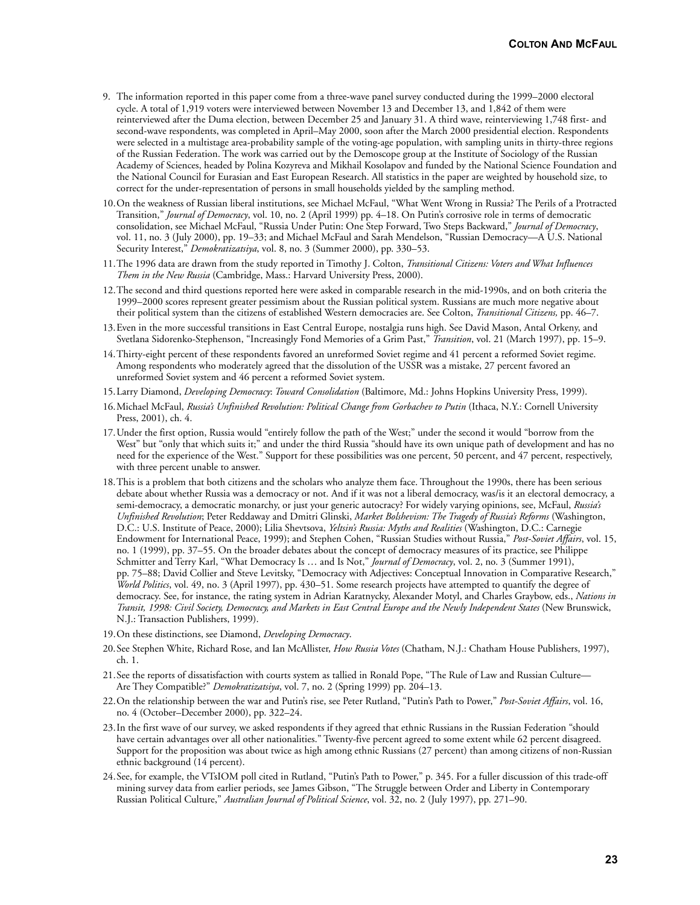9. The information reported in this paper come from a three-wave panel survey conducted during the 1999–2000 electoral cycle. A total of 1,919 voters were interviewed between November 13 and December 13, and 1,842 of them were reinterviewed after the Duma election, between December 25 and January 31. A third wave, reinterviewing 1,748 first- and second-wave respondents, was completed in April–May 2000, soon after the March 2000 presidential election. Respondents were selected in a multistage area-probability sample of the voting-age population, with sampling units in thirty-three regions of the Russian Federation. The work was carried out by the Demoscope group at the Institute of Sociology of the Russian Academy of Sciences, headed by Polina Kozyreva and Mikhail Kosolapov and funded by the National Science Foundation and the National Council for Eurasian and East European Research. All statistics in the paper are weighted by household size, to correct for the under-representation of persons in small households yielded by the sampling method.

10. On the weakness of Russian liberal institutions, see Michael McFaul, "What Went Wrong in Russia? The Perils of a Protracted Transition," *Journal of Democracy*, vol. 10, no. 2 (April 1999) pp. 4–18. On Putin's corrosive role in terms of democratic consolidation, see Michael McFaul, "Russia Under Putin: One Step Forward, Two Steps Backward," *Journal of Democracy*, vol. 11, no. 3 (July 2000), pp. 19–33; and Michael McFaul and Sarah Mendelson, "Russian Democracy—A U.S. National Security Interest," *Demokratizatsiya*, vol. 8, no. 3 (Summer 2000), pp. 330–53.

11. The 1996 data are drawn from the study reported in Timothy J. Colton, *Transitional Citizens: Voters and What Influences Them in the New Russia* (Cambridge, Mass.: Harvard University Press, 2000).

12. The second and third questions reported here were asked in comparable research in the mid-1990s, and on both criteria the 1999–2000 scores represent greater pessimism about the Russian political system. Russians are much more negative about their political system than the citizens of established Western democracies are. See Colton, *Transitional Citizens,* pp. 46–7.

13. Even in the more successful transitions in East Central Europe, nostalgia runs high. See David Mason, Antal Orkeny, and Svetlana Sidorenko-Stephenson, "Increasingly Fond Memories of a Grim Past," *Transition*, vol. 21 (March 1997), pp. 15–9.

14. Thirty-eight percent of these respondents favored an unreformed Soviet regime and 41 percent a reformed Soviet regime. Among respondents who moderately agreed that the dissolution of the USSR was a mistake, 27 percent favored an unreformed Soviet system and 46 percent a reformed Soviet system.

15. Larry Diamond, *Developing Democracy*: *Toward Consolidation* (Baltimore, Md.: Johns Hopkins University Press, 1999).

16. Michael McFaul, *Russia's Unfinished Revolution: Political Change from Gorbachev to Putin* (Ithaca, N.Y.: Cornell University Press, 2001), ch. 4.

17. Under the first option, Russia would "entirely follow the path of the West;" under the second it would "borrow from the West" but "only that which suits it;" and under the third Russia "should have its own unique path of development and has no need for the experience of the West." Support for these possibilities was one percent, 50 percent, and 47 percent, respectively, with three percent unable to answer.

18. This is a problem that both citizens and the scholars who analyze them face. Throughout the 1990s, there has been serious debate about whether Russia was a democracy or not. And if it was not a liberal democracy, was/is it an electoral democracy, a semi-democracy, a democratic monarchy, or just your generic autocracy? For widely varying opinions, see, McFaul, *Russia's Unfinished Revolution*; Peter Reddaway and Dmitri Glinski, *Market Bolshevism: The Tragedy of Russia's Reforms* (Washington, D.C.: U.S. Institute of Peace, 2000); Lilia Shevtsova, *Yeltsin's Russia: Myths and Realities* (Washington, D.C.: Carnegie Endowment for International Peace, 1999); and Stephen Cohen, "Russian Studies without Russia," *Post-Soviet Affairs*, vol. 15, no. 1 (1999), pp. 37–55. On the broader debates about the concept of democracy measures of its practice, see Philippe Schmitter and Terry Karl, "What Democracy Is … and Is Not," *Journal of Democracy*, vol. 2, no. 3 (Summer 1991), pp. 75–88; David Collier and Steve Levitsky, "Democracy with Adjectives: Conceptual Innovation in Comparative Research," *World Politics*, vol. 49, no. 3 (April 1997), pp. 430–51. Some research projects have attempted to quantify the degree of democracy. See, for instance, the rating system in Adrian Karatnycky, Alexander Motyl, and Charles Graybow, eds., *Nations in Transit, 1998: Civil Society, Democracy, and Markets in East Central Europe and the Newly Independent States* (New Brunswick, N.J.: Transaction Publishers, 1999).

19. On these distinctions, see Diamond, *Developing Democracy*.

20. See Stephen White, Richard Rose, and Ian McAllister, *How Russia Votes* (Chatham, N.J.: Chatham House Publishers, 1997), ch. 1.

21. See the reports of dissatisfaction with courts system as tallied in Ronald Pope, "The Rule of Law and Russian Culture—Are They Compatible?" *Demokratizatsiya*, vol. 7, no. 2 (Spring 1999) pp. 204–13.

22. On the relationship between the war and Putin's rise, see Peter Rutland, "Putin's Path to Power," *Post-Soviet Affairs*, vol. 16, no. 4 (October–December 2000), pp. 322–24.

23. In the first wave of our survey, we asked respondents if they agreed that ethnic Russians in the Russian Federation "should have certain advantages over all other nationalities." Twenty-five percent agreed to some extent while 62 percent disagreed. Support for the proposition was about twice as high among ethnic Russians (27 percent) than among citizens of non-Russian ethnic background (14 percent).

24. See, for example, the VTsIOM poll cited in Rutland, "Putin's Path to Power," p. 345. For a fuller discussion of this trade-off mining survey data from earlier periods, see James Gibson, "The Struggle between Order and Liberty in Contemporary Russian Political Culture," *Australian Journal of Political Science*, vol. 32, no. 2 (July 1997), pp. 271–90.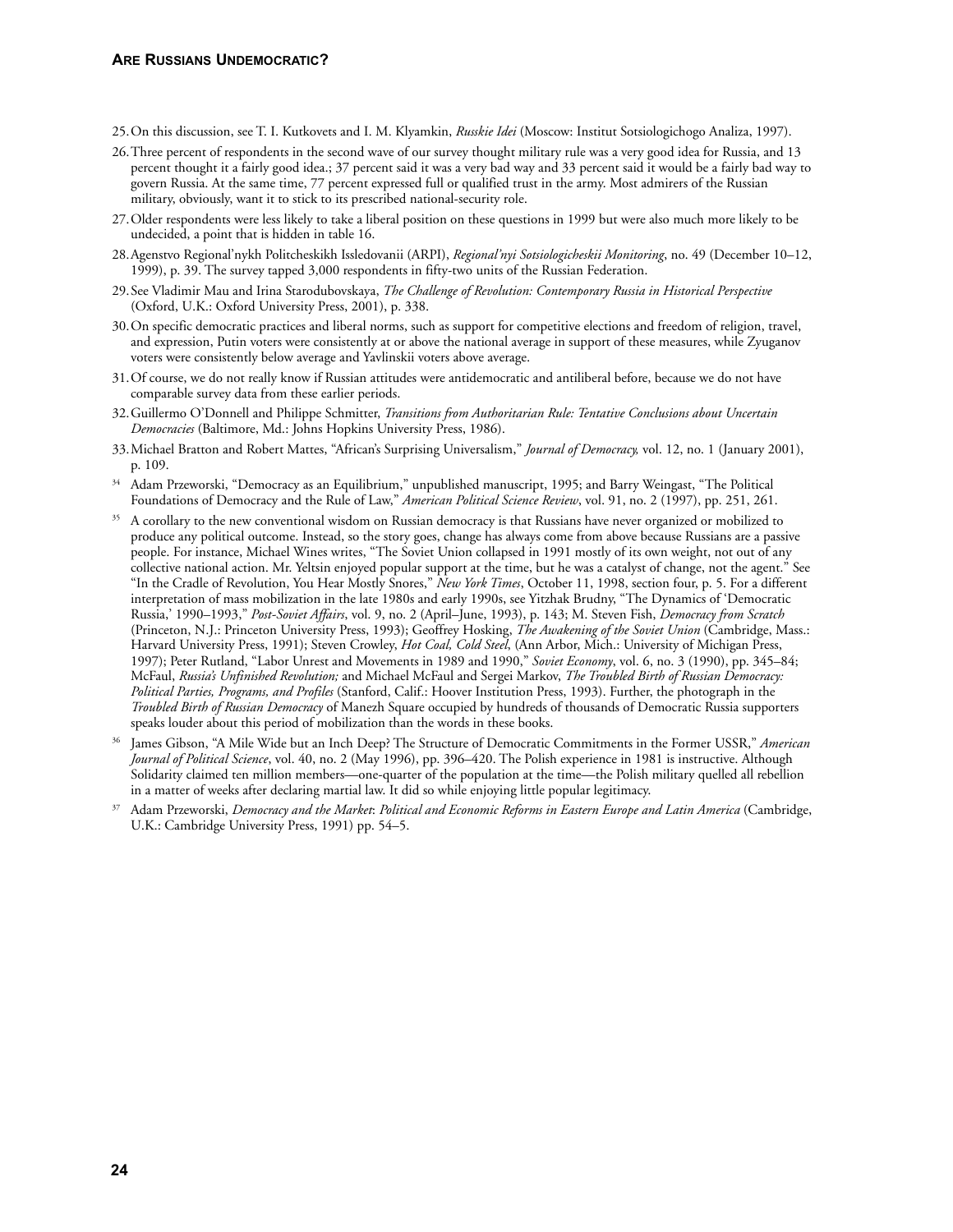25. On this discussion, see T. I. Kutkovets and I. M. Klyamkin, *Russkie Idei* (Moscow: Institut Sotsiologichogo Analiza, 1997).

26. Three percent of respondents in the second wave of our survey thought military rule was a very good idea for Russia, and 13 percent thought it a fairly good idea.; 37 percent said it was a very bad way and 33 percent said it would be a fairly bad way to govern Russia. At the same time, 77 percent expressed full or qualified trust in the army. Most admirers of the Russian military, obviously, want it to stick to its prescribed national-security role.

27. Older respondents were less likely to take a liberal position on these questions in 1999 but were also much more likely to be undecided, a point that is hidden in table 16.

28. Agenstvo Regional'nykh Politcheskikh Issledovanii (ARPI), *Regional'nyi Sotsiologicheskii Monitoring*, no. 49 (December 10–12, 1999), p. 39. The survey tapped 3,000 respondents in fifty-two units of the Russian Federation.

29. See Vladimir Mau and Irina Starodubovskaya, *The Challenge of Revolution: Contemporary Russia in Historical Perspective* (Oxford, U.K.: Oxford University Press, 2001), p. 338.

30. On specific democratic practices and liberal norms, such as support for competitive elections and freedom of religion, travel, and expression, Putin voters were consistently at or above the national average in support of these measures, while Zyuganov voters were consistently below average and Yavlinskii voters above average.

31. Of course, we do not really know if Russian attitudes were antidemocratic and antiliberal before, because we do not have comparable survey data from these earlier periods.

32. Guillermo O'Donnell and Philippe Schmitter, *Transitions from Authoritarian Rule: Tentative Conclusions about Uncertain Democracies* (Baltimore, Md.: Johns Hopkins University Press, 1986).

33. Michael Bratton and Robert Mattes, "African's Surprising Universalism," *Journal of Democracy,* vol. 12, no. 1 (January 2001), p. 109.

34. Adam Przeworski, "Democracy as an Equilibrium," unpublished manuscript, 1995; and Barry Weingast, "The Political Foundations of Democracy and the Rule of Law," *American Political Science Review*, vol. 91, no. 2 (1997), pp. 251, 261.

35. A corollary to the new conventional wisdom on Russian democracy is that Russians have never organized or mobilized to produce any political outcome. Instead, so the story goes, change has always come from above because Russians are a passive people. For instance, Michael Wines writes, "The Soviet Union collapsed in 1991 mostly of its own weight, not out of any collective national action. Mr. Yeltsin enjoyed popular support at the time, but he was a catalyst of change, not the agent." See "In the Cradle of Revolution, You Hear Mostly Snores," *New York Times*, October 11, 1998, section four, p. 5. For a different interpretation of mass mobilization in the late 1980s and early 1990s, see Yitzhak Brudny, "The Dynamics of 'Democratic Russia,' 1990–1993," *Post-Soviet Affairs*, vol. 9, no. 2 (April–June, 1993), p. 143; M. Steven Fish, *Democracy from Scratch* (Princeton, N.J.: Princeton University Press, 1993); Geoffrey Hosking, *The Awakening of the Soviet Union* (Cambridge, Mass.: Harvard University Press, 1991); Steven Crowley, *Hot Coal, Cold Steel*, (Ann Arbor, Mich.: University of Michigan Press, 1997); Peter Rutland, "Labor Unrest and Movements in 1989 and 1990," *Soviet Economy*, vol. 6, no. 3 (1990), pp. 345–84; McFaul, *Russia's Unfinished Revolution;* and Michael McFaul and Sergei Markov, *The Troubled Birth of Russian Democracy: Political Parties, Programs, and Profiles* (Stanford, Calif.: Hoover Institution Press, 1993). Further, the photograph in the *Troubled Birth of Russian Democracy* of Manezh Square occupied by hundreds of thousands of Democratic Russia supporters speaks louder about this period of mobilization than the words in these books.

36. James Gibson, "A Mile Wide but an Inch Deep? The Structure of Democratic Commitments in the Former USSR," *American Journal of Political Science*, vol. 40, no. 2 (May 1996), pp. 396–420. The Polish experience in 1981 is instructive. Although Solidarity claimed ten million members—one-quarter of the population at the time—the Polish military quelled all rebellion in a matter of weeks after declaring martial law. It did so while enjoying little popular legitimacy.

37. Adam Przeworski, *Democracy and the Market*: *Political and Economic Reforms in Eastern Europe and Latin America* (Cambridge, U.K.: Cambridge University Press, 1991) pp. 54–5.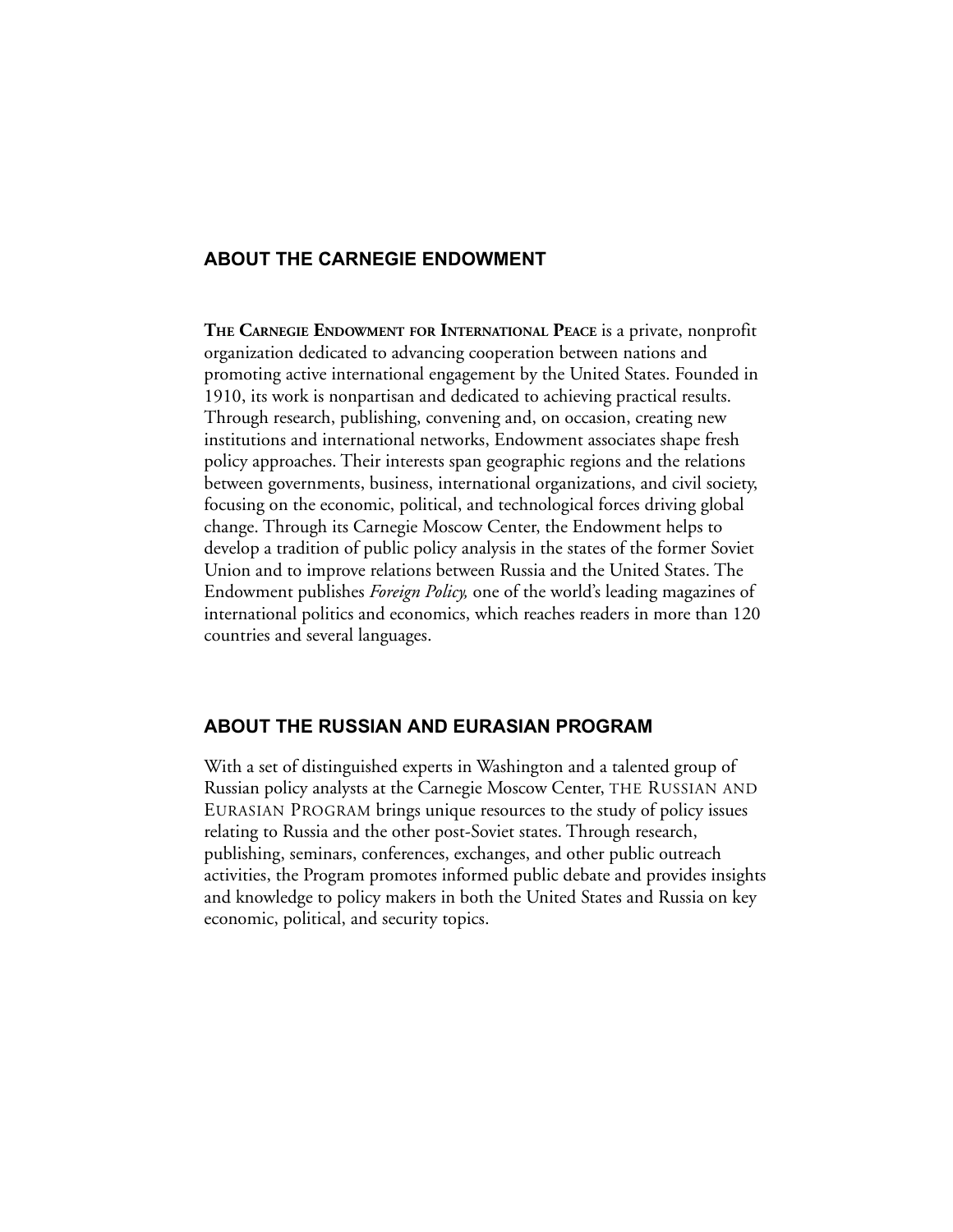## ABOUT THE CARNEGIE ENDOWMENT

**THE CARNEGIE ENDOWMENT FOR INTERNATIONAL PEACE** is a private, nonprofit organization dedicated to advancing cooperation between nations and promoting active international engagement by the United States. Founded in 1910, its work is nonpartisan and dedicated to achieving practical results. Through research, publishing, convening and, on occasion, creating new institutions and international networks, Endowment associates shape fresh policy approaches. Their interests span geographic regions and the relations between governments, business, international organizations, and civil society, focusing on the economic, political, and technological forces driving global change. Through its Carnegie Moscow Center, the Endowment helps to develop a tradition of public policy analysis in the states of the former Soviet Union and to improve relations between Russia and the United States. The Endowment publishes *Foreign Policy,* one of the world's leading magazines of international politics and economics, which reaches readers in more than 120 countries and several languages.

## ABOUT THE RUSSIAN AND EURASIAN PROGRAM

With a set of distinguished experts in Washington and a talented group of Russian policy analysts at the Carnegie Moscow Center, THE RUSSIAN AND EURASIAN PROGRAM brings unique resources to the study of policy issues relating to Russia and the other post-Soviet states. Through research, publishing, seminars, conferences, exchanges, and other public outreach activities, the Program promotes informed public debate and provides insights and knowledge to policy makers in both the United States and Russia on key economic, political, and security topics.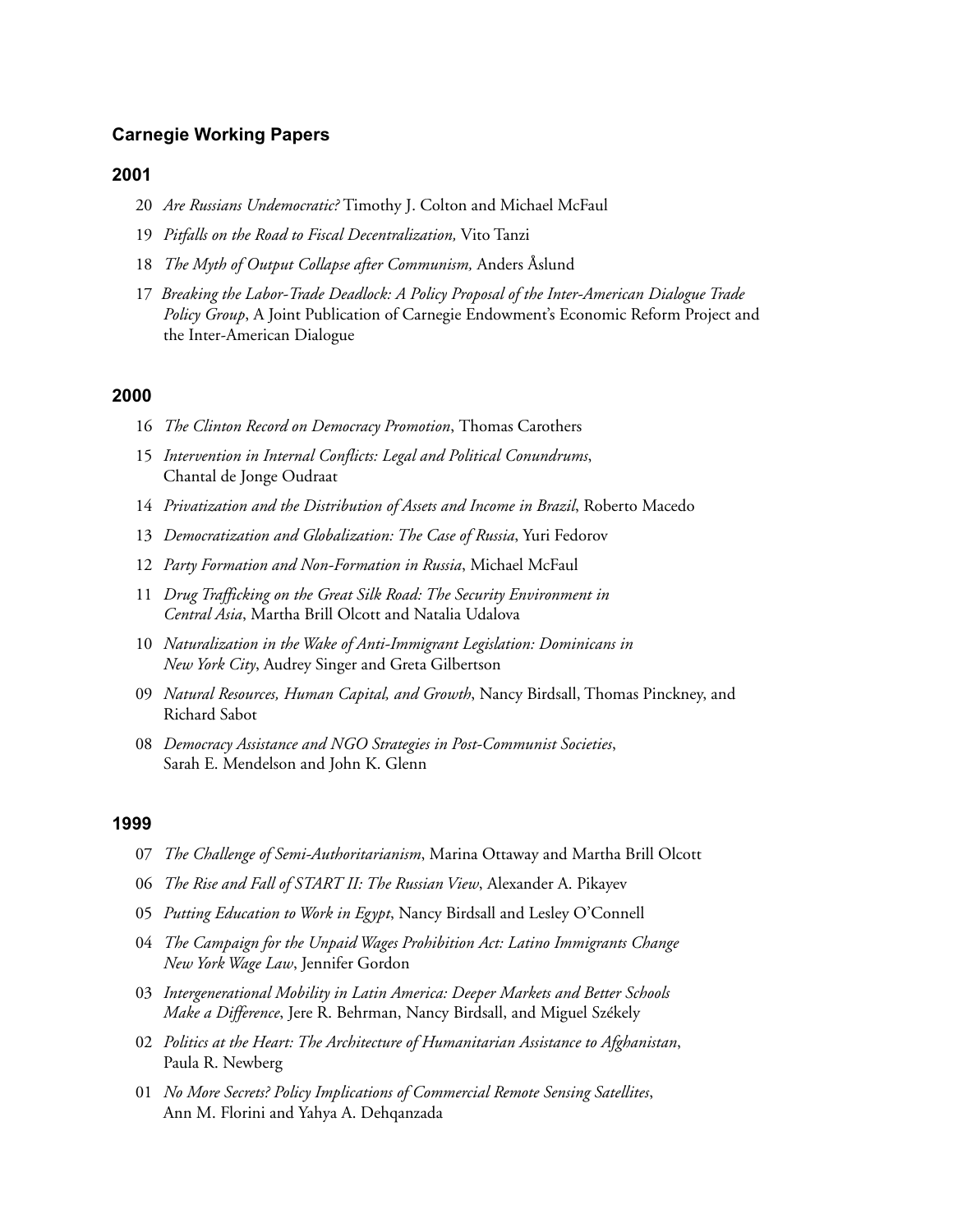## Carnegie Working Papers

### 2001

20 *Are Russians Undemocratic?* Timothy J. Colton and Michael McFaul

19 *Pitfalls on the Road to Fiscal Decentralization,* Vito Tanzi

18 *The Myth of Output Collapse after Communism,* Anders Åslund

17 *Breaking the Labor-Trade Deadlock: A Policy Proposal of the Inter-American Dialogue Trade Policy Group*, A Joint Publication of Carnegie Endowment's Economic Reform Project and the Inter-American Dialogue

### 2000

16 *The Clinton Record on Democracy Promotion*, Thomas Carothers

15 *Intervention in Internal Conflicts: Legal and Political Conundrums*, Chantal de Jonge Oudraat

14 *Privatization and the Distribution of Assets and Income in Brazil*, Roberto Macedo

13 *Democratization and Globalization: The Case of Russia*, Yuri Fedorov

12 *Party Formation and Non-Formation in Russia*, Michael McFaul

11 *Drug Trafficking on the Great Silk Road: The Security Environment in Central Asia*, Martha Brill Olcott and Natalia Udalova

10 *Naturalization in the Wake of Anti-Immigrant Legislation: Dominicans in New York City*, Audrey Singer and Greta Gilbertson

09 *Natural Resources, Human Capital, and Growth*, Nancy Birdsall, Thomas Pinckney, and Richard Sabot

08 *Democracy Assistance and NGO Strategies in Post-Communist Societies*, Sarah E. Mendelson and John K. Glenn

### 1999

07 *The Challenge of Semi-Authoritarianism*, Marina Ottaway and Martha Brill Olcott

06 *The Rise and Fall of START II: The Russian View*, Alexander A. Pikayev

05 *Putting Education to Work in Egypt*, Nancy Birdsall and Lesley O'Connell

04 *The Campaign for the Unpaid Wages Prohibition Act: Latino Immigrants Change New York Wage Law*, Jennifer Gordon

03 *Intergenerational Mobility in Latin America: Deeper Markets and Better Schools Make a Difference*, Jere R. Behrman, Nancy Birdsall, and Miguel Székely

02 *Politics at the Heart: The Architecture of Humanitarian Assistance to Afghanistan*, Paula R. Newberg

01 *No More Secrets? Policy Implications of Commercial Remote Sensing Satellites*, Ann M. Florini and Yahya A. Dehqanzada